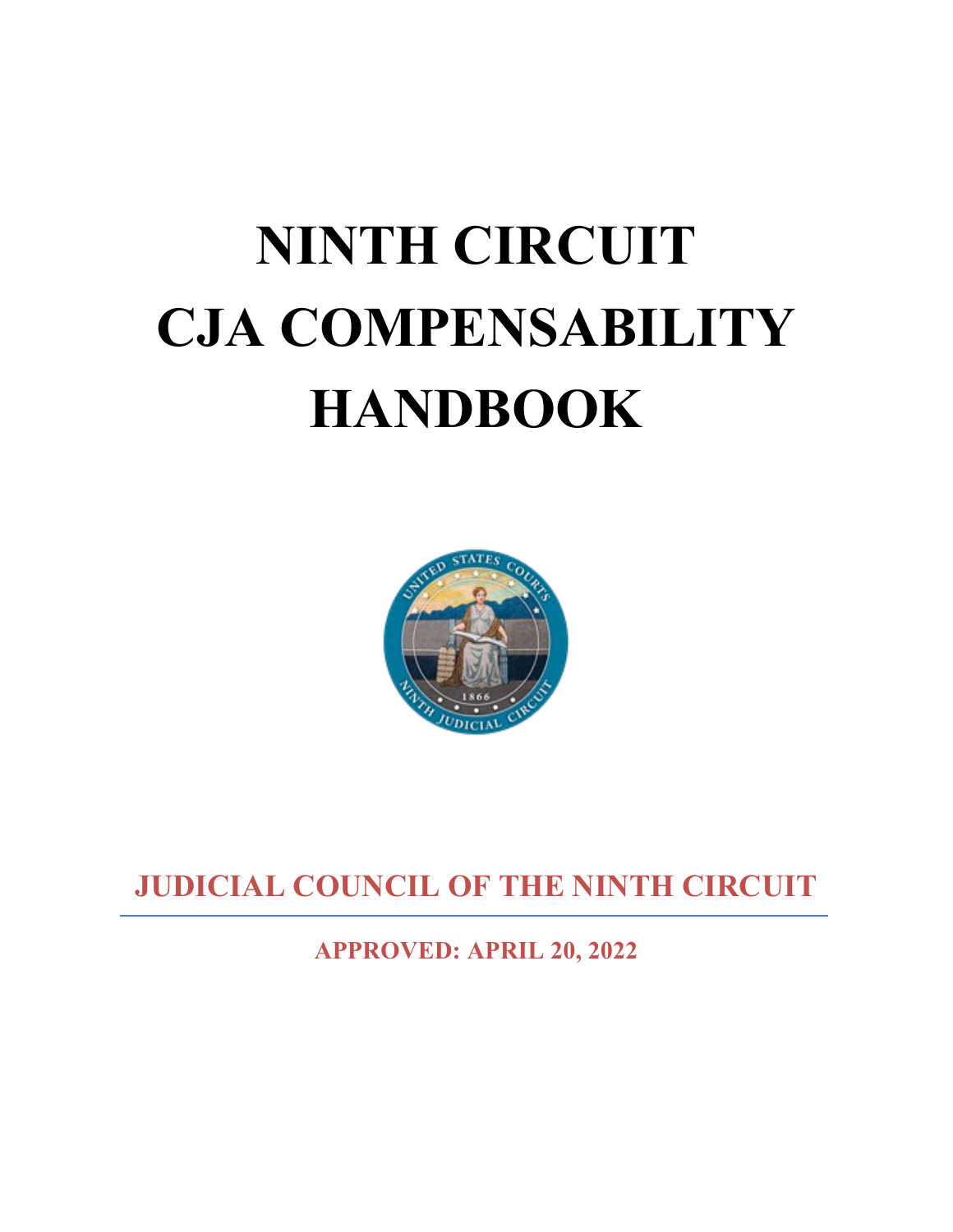# NINTH CIRCUIT CJA COMPENSABILITY HANDBOOK

**JUDICIAL COUNCIL OF THE NINTH CIRCUIT**

**APPROVED: APRIL 20, 2022**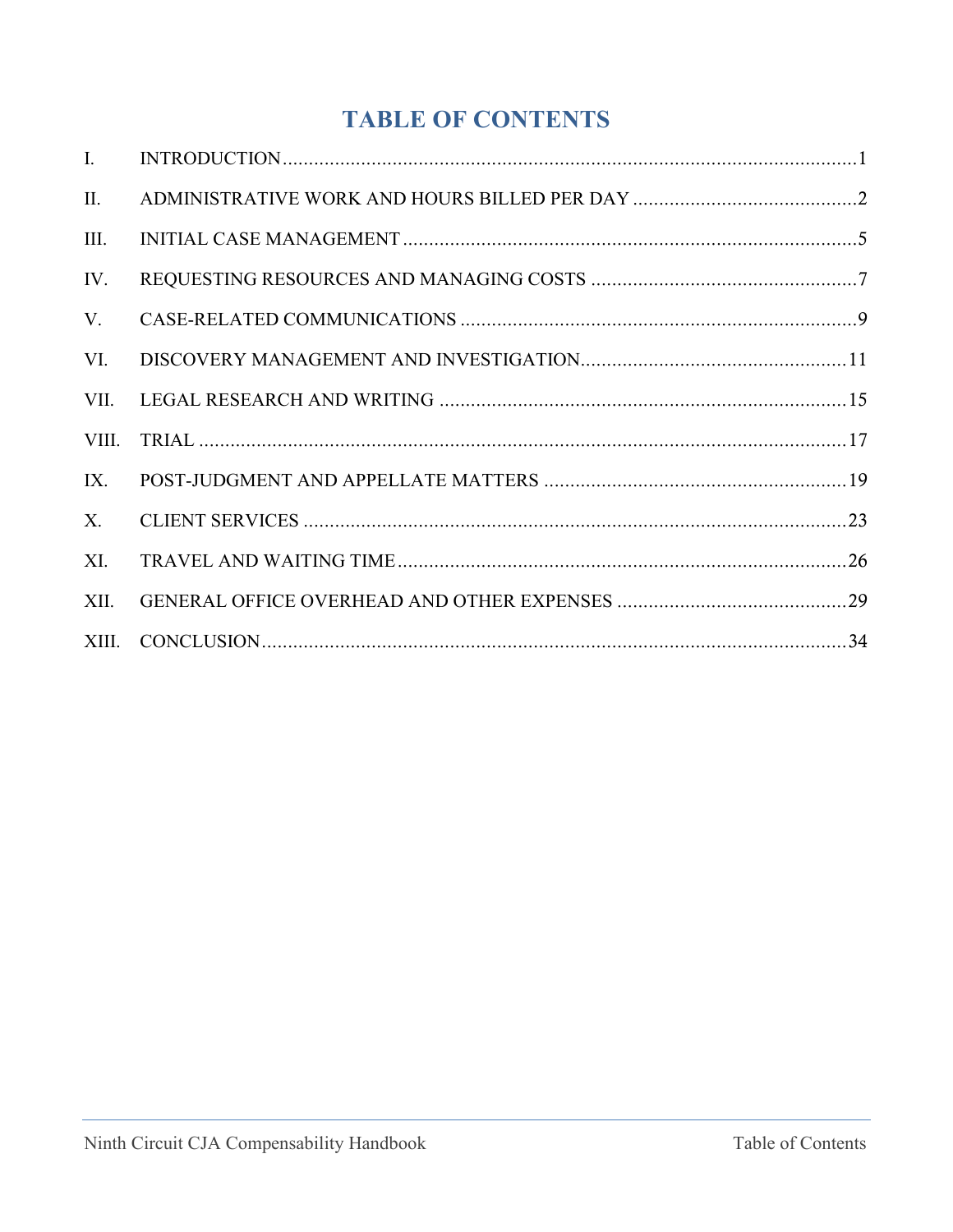# TABLE OF CONTENTS

| | | |
|---|---|---|
| I. | INTRODUCTION | 1 |
| II. | ADMINISTRATIVE WORK AND HOURS BILLED PER DAY | 2 |
| III. | INITIAL CASE MANAGEMENT | 5 |
| IV. | REQUESTING RESOURCES AND MANAGING COSTS | 7 |
| V. | CASE-RELATED COMMUNICATIONS | 9 |
| VI. | DISCOVERY MANAGEMENT AND INVESTIGATION | 11 |
| VII. | LEGAL RESEARCH AND WRITING | 15 |
| VIII. | TRIAL | 17 |
| IX. | POST-JUDGMENT AND APPELLATE MATTERS | 19 |
| X. | CLIENT SERVICES | 23 |
| XI. | TRAVEL AND WAITING TIME | 26 |
| XII. | GENERAL OFFICE OVERHEAD AND OTHER EXPENSES | 29 |
| XIII. | CONCLUSION | 34 |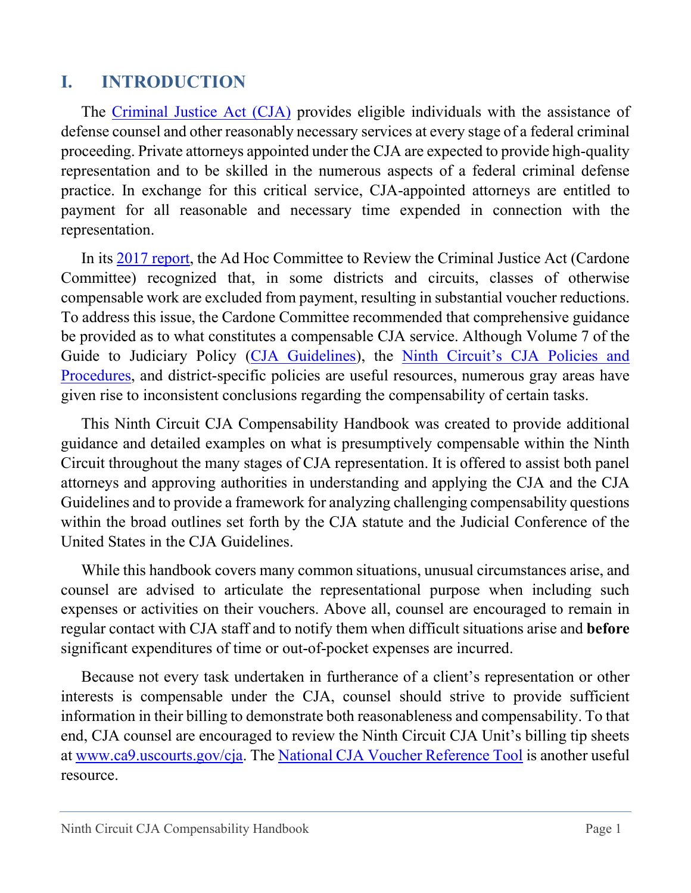# I. INTRODUCTION

The Criminal Justice Act (CJA) provides eligible individuals with the assistance of defense counsel and other reasonably necessary services at every stage of a federal criminal proceeding. Private attorneys appointed under the CJA are expected to provide high-quality representation and to be skilled in the numerous aspects of a federal criminal defense practice. In exchange for this critical service, CJA-appointed attorneys are entitled to payment for all reasonable and necessary time expended in connection with the representation.

In its 2017 report, the Ad Hoc Committee to Review the Criminal Justice Act (Cardone Committee) recognized that, in some districts and circuits, classes of otherwise compensable work are excluded from payment, resulting in substantial voucher reductions. To address this issue, the Cardone Committee recommended that comprehensive guidance be provided as to what constitutes a compensable CJA service. Although Volume 7 of the Guide to Judiciary Policy (CJA Guidelines), the Ninth Circuit's CJA Policies and Procedures, and district-specific policies are useful resources, numerous gray areas have given rise to inconsistent conclusions regarding the compensability of certain tasks.

This Ninth Circuit CJA Compensability Handbook was created to provide additional guidance and detailed examples on what is presumptively compensable within the Ninth Circuit throughout the many stages of CJA representation. It is offered to assist both panel attorneys and approving authorities in understanding and applying the CJA and the CJA Guidelines and to provide a framework for analyzing challenging compensability questions within the broad outlines set forth by the CJA statute and the Judicial Conference of the United States in the CJA Guidelines.

While this handbook covers many common situations, unusual circumstances arise, and counsel are advised to articulate the representational purpose when including such expenses or activities on their vouchers. Above all, counsel are encouraged to remain in regular contact with CJA staff and to notify them when difficult situations arise and **before** significant expenditures of time or out-of-pocket expenses are incurred.

Because not every task undertaken in furtherance of a client's representation or other interests is compensable under the CJA, counsel should strive to provide sufficient information in their billing to demonstrate both reasonableness and compensability. To that end, CJA counsel are encouraged to review the Ninth Circuit CJA Unit's billing tip sheets at www.ca9.uscourts.gov/cja. The National CJA Voucher Reference Tool is another useful resource.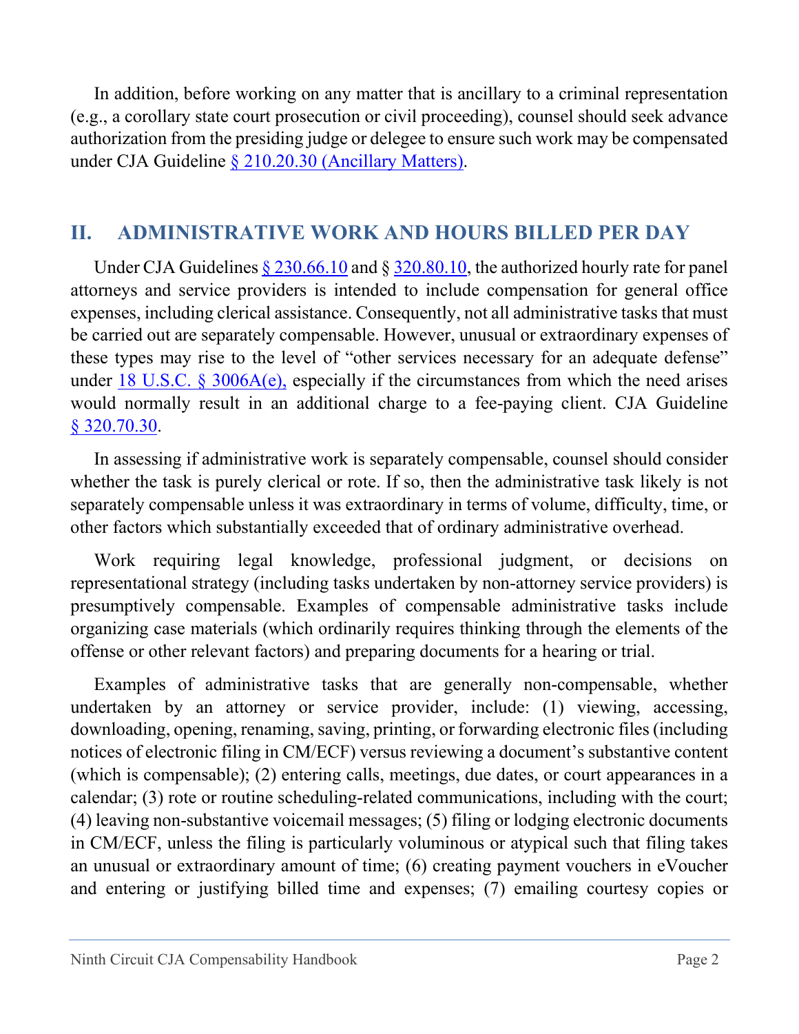In addition, before working on any matter that is ancillary to a criminal representation (e.g., a corollary state court prosecution or civil proceeding), counsel should seek advance authorization from the presiding judge or delegee to ensure such work may be compensated under CJA Guideline § 210.20.30 (Ancillary Matters).

## II. ADMINISTRATIVE WORK AND HOURS BILLED PER DAY

Under CJA Guidelines § 230.66.10 and § 320.80.10, the authorized hourly rate for panel attorneys and service providers is intended to include compensation for general office expenses, including clerical assistance. Consequently, not all administrative tasks that must be carried out are separately compensable. However, unusual or extraordinary expenses of these types may rise to the level of "other services necessary for an adequate defense" under 18 U.S.C. § 3006A(e), especially if the circumstances from which the need arises would normally result in an additional charge to a fee-paying client. CJA Guideline § 320.70.30.

In assessing if administrative work is separately compensable, counsel should consider whether the task is purely clerical or rote. If so, then the administrative task likely is not separately compensable unless it was extraordinary in terms of volume, difficulty, time, or other factors which substantially exceeded that of ordinary administrative overhead.

Work requiring legal knowledge, professional judgment, or decisions on representational strategy (including tasks undertaken by non-attorney service providers) is presumptively compensable. Examples of compensable administrative tasks include organizing case materials (which ordinarily requires thinking through the elements of the offense or other relevant factors) and preparing documents for a hearing or trial.

Examples of administrative tasks that are generally non-compensable, whether undertaken by an attorney or service provider, include: (1) viewing, accessing, downloading, opening, renaming, saving, printing, or forwarding electronic files (including notices of electronic filing in CM/ECF) versus reviewing a document's substantive content (which is compensable); (2) entering calls, meetings, due dates, or court appearances in a calendar; (3) rote or routine scheduling-related communications, including with the court; (4) leaving non-substantive voicemail messages; (5) filing or lodging electronic documents in CM/ECF, unless the filing is particularly voluminous or atypical such that filing takes an unusual or extraordinary amount of time; (6) creating payment vouchers in eVoucher and entering or justifying billed time and expenses; (7) emailing courtesy copies or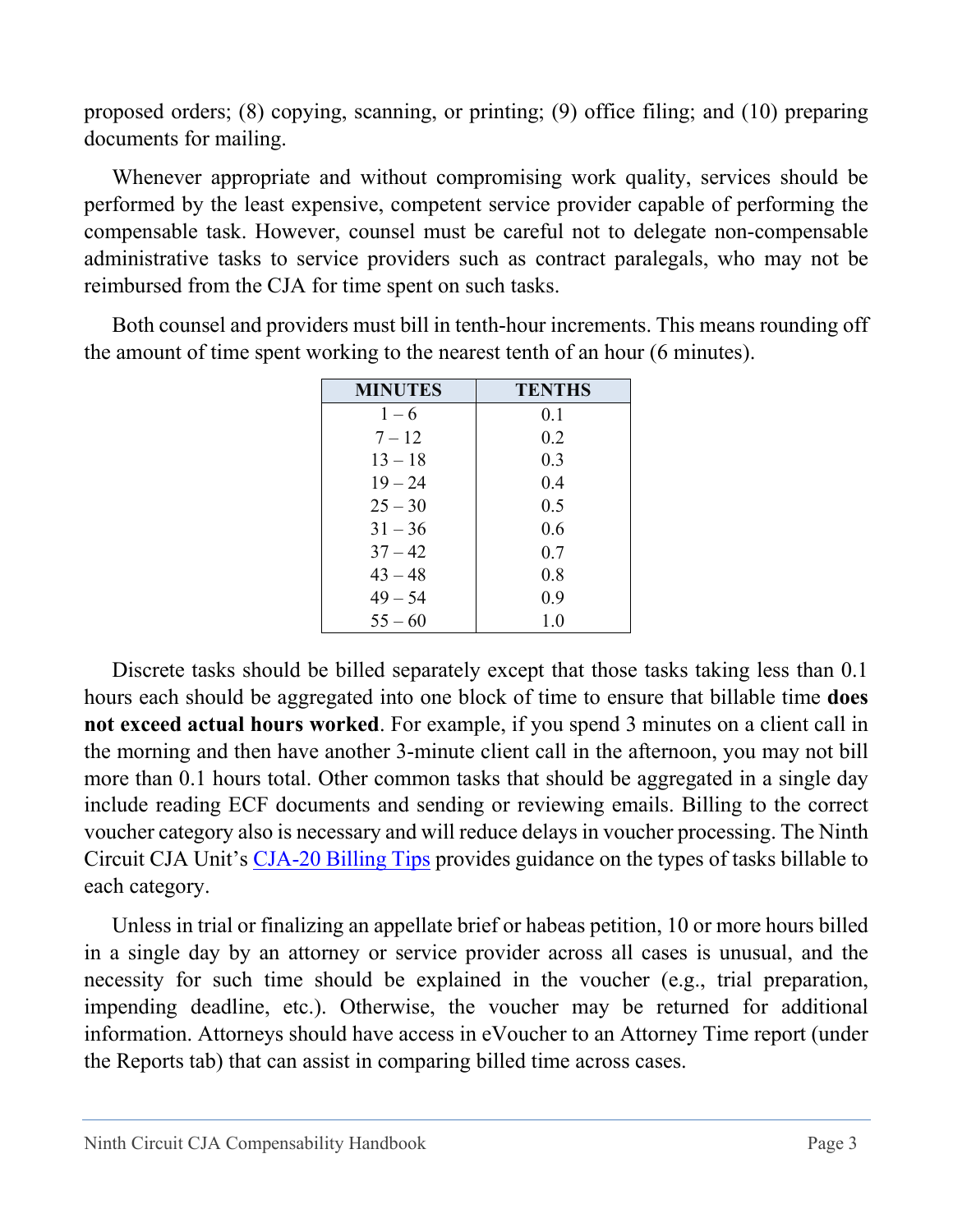proposed orders; (8) copying, scanning, or printing; (9) office filing; and (10) preparing documents for mailing.

Whenever appropriate and without compromising work quality, services should be performed by the least expensive, competent service provider capable of performing the compensable task. However, counsel must be careful not to delegate non-compensable administrative tasks to service providers such as contract paralegals, who may not be reimbursed from the CJA for time spent on such tasks.

Both counsel and providers must bill in tenth-hour increments. This means rounding off the amount of time spent working to the nearest tenth of an hour (6 minutes).

| MINUTES | TENTHS |
| --- | --- |
| 1 – 6 | 0.1 |
| 7 – 12 | 0.2 |
| 13 – 18 | 0.3 |
| 19 – 24 | 0.4 |
| 25 – 30 | 0.5 |
| 31 – 36 | 0.6 |
| 37 – 42 | 0.7 |
| 43 – 48 | 0.8 |
| 49 – 54 | 0.9 |
| 55 – 60 | 1.0 |

Discrete tasks should be billed separately except that those tasks taking less than 0.1 hours each should be aggregated into one block of time to ensure that billable time **does not exceed actual hours worked**. For example, if you spend 3 minutes on a client call in the morning and then have another 3-minute client call in the afternoon, you may not bill more than 0.1 hours total. Other common tasks that should be aggregated in a single day include reading ECF documents and sending or reviewing emails. Billing to the correct voucher category also is necessary and will reduce delays in voucher processing. The Ninth Circuit CJA Unit's CJA-20 Billing Tips provides guidance on the types of tasks billable to each category.

Unless in trial or finalizing an appellate brief or habeas petition, 10 or more hours billed in a single day by an attorney or service provider across all cases is unusual, and the necessity for such time should be explained in the voucher (e.g., trial preparation, impending deadline, etc.). Otherwise, the voucher may be returned for additional information. Attorneys should have access in eVoucher to an Attorney Time report (under the Reports tab) that can assist in comparing billed time across cases.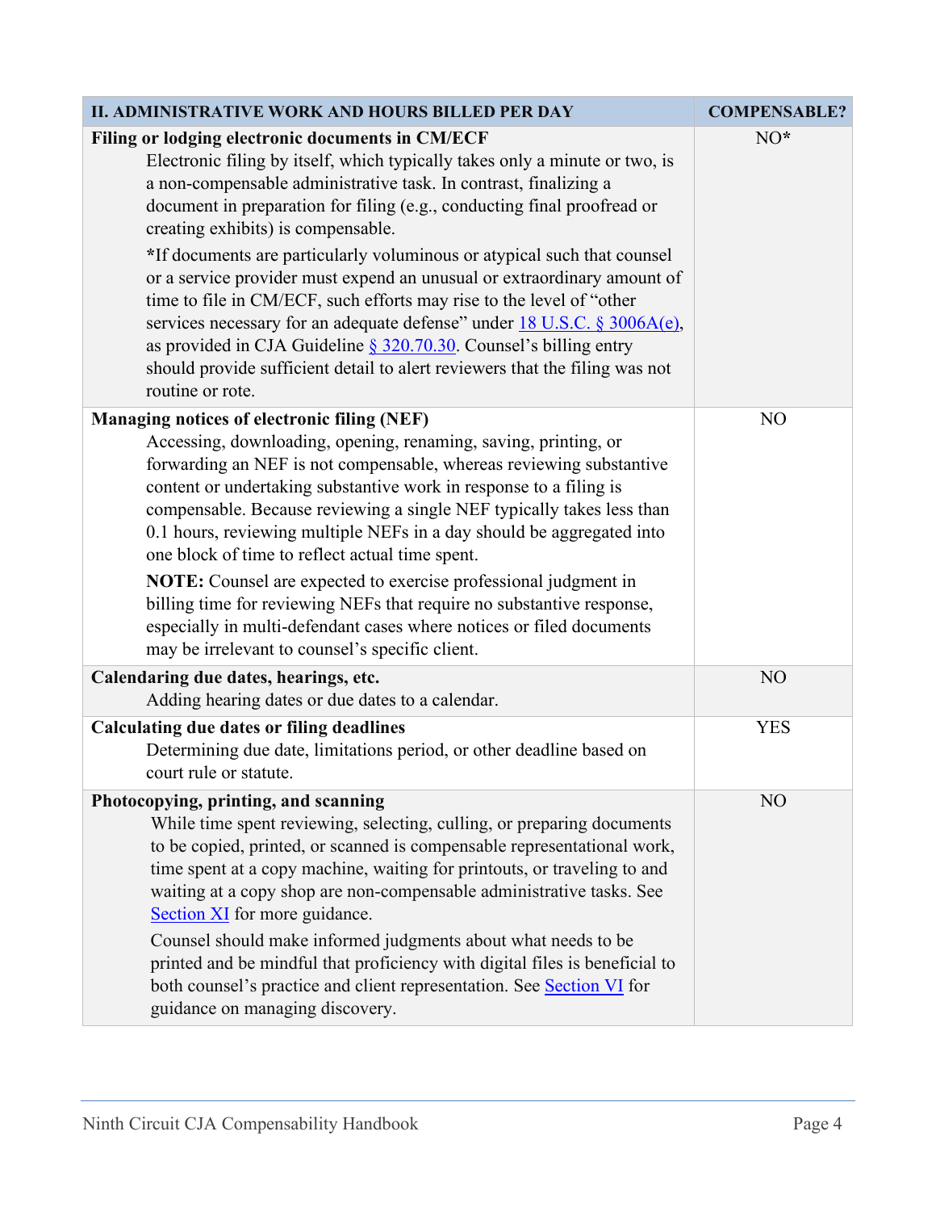| II. ADMINISTRATIVE WORK AND HOURS BILLED PER DAY | COMPENSABLE? |
|---|---|
| **Filing or lodging electronic documents in CM/ECF**<br>Electronic filing by itself, which typically takes only a minute or two, is a non-compensable administrative task. In contrast, finalizing a document in preparation for filing (e.g., conducting final proofread or creating exhibits) is compensable.<br>**\***If documents are particularly voluminous or atypical such that counsel or a service provider must expend an unusual or extraordinary amount of time to file in CM/ECF, such efforts may rise to the level of "other services necessary for an adequate defense" under 18 U.S.C. § 3006A(e), as provided in CJA Guideline § 320.70.30. Counsel's billing entry should provide sufficient detail to alert reviewers that the filing was not routine or rote. | NO* |
| **Managing notices of electronic filing (NEF)**<br>Accessing, downloading, opening, renaming, saving, printing, or forwarding an NEF is not compensable, whereas reviewing substantive content or undertaking substantive work in response to a filing is compensable. Because reviewing a single NEF typically takes less than 0.1 hours, reviewing multiple NEFs in a day should be aggregated into one block of time to reflect actual time spent.<br>**NOTE:** Counsel are expected to exercise professional judgment in billing time for reviewing NEFs that require no substantive response, especially in multi-defendant cases where notices or filed documents may be irrelevant to counsel's specific client. | NO |
| **Calendaring due dates, hearings, etc.**<br>Adding hearing dates or due dates to a calendar. | NO |
| **Calculating due dates or filing deadlines**<br>Determining due date, limitations period, or other deadline based on court rule or statute. | YES |
| **Photocopying, printing, and scanning**<br>While time spent reviewing, selecting, culling, or preparing documents to be copied, printed, or scanned is compensable representational work, time spent at a copy machine, waiting for printouts, or traveling to and waiting at a copy shop are non-compensable administrative tasks. See Section XI for more guidance.<br>Counsel should make informed judgments about what needs to be printed and be mindful that proficiency with digital files is beneficial to both counsel's practice and client representation. See Section VI for guidance on managing discovery. | NO |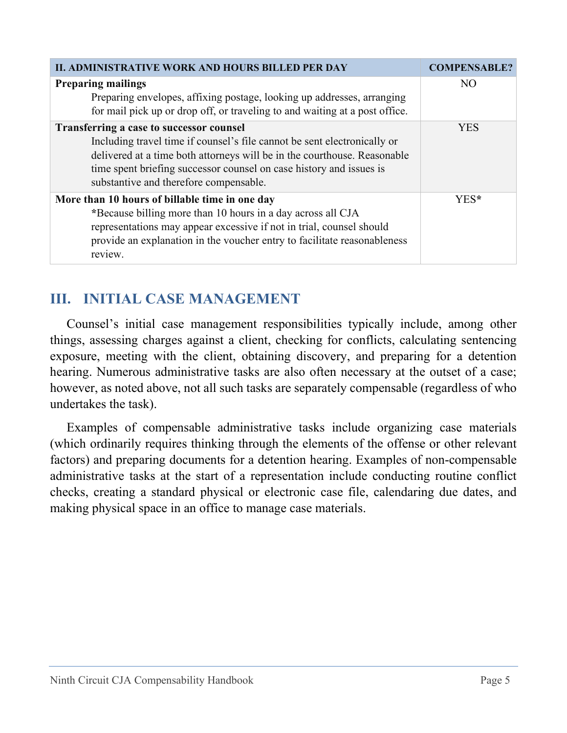| II. ADMINISTRATIVE WORK AND HOURS BILLED PER DAY | COMPENSABLE? |
| --- | --- |
| **Preparing mailings**<br>Preparing envelopes, affixing postage, looking up addresses, arranging for mail pick up or drop off, or traveling to and waiting at a post office. | NO |
| **Transferring a case to successor counsel**<br>Including travel time if counsel's file cannot be sent electronically or delivered at a time both attorneys will be in the courthouse. Reasonable time spent briefing successor counsel on case history and issues is substantive and therefore compensable. | YES |
| **More than 10 hours of billable time in one day**<br>**\***Because billing more than 10 hours in a day across all CJA representations may appear excessive if not in trial, counsel should provide an explanation in the voucher entry to facilitate reasonableness review. | YES* |

## III. INITIAL CASE MANAGEMENT

Counsel's initial case management responsibilities typically include, among other things, assessing charges against a client, checking for conflicts, calculating sentencing exposure, meeting with the client, obtaining discovery, and preparing for a detention hearing. Numerous administrative tasks are also often necessary at the outset of a case; however, as noted above, not all such tasks are separately compensable (regardless of who undertakes the task).

Examples of compensable administrative tasks include organizing case materials (which ordinarily requires thinking through the elements of the offense or other relevant factors) and preparing documents for a detention hearing. Examples of non-compensable administrative tasks at the start of a representation include conducting routine conflict checks, creating a standard physical or electronic case file, calendaring due dates, and making physical space in an office to manage case materials.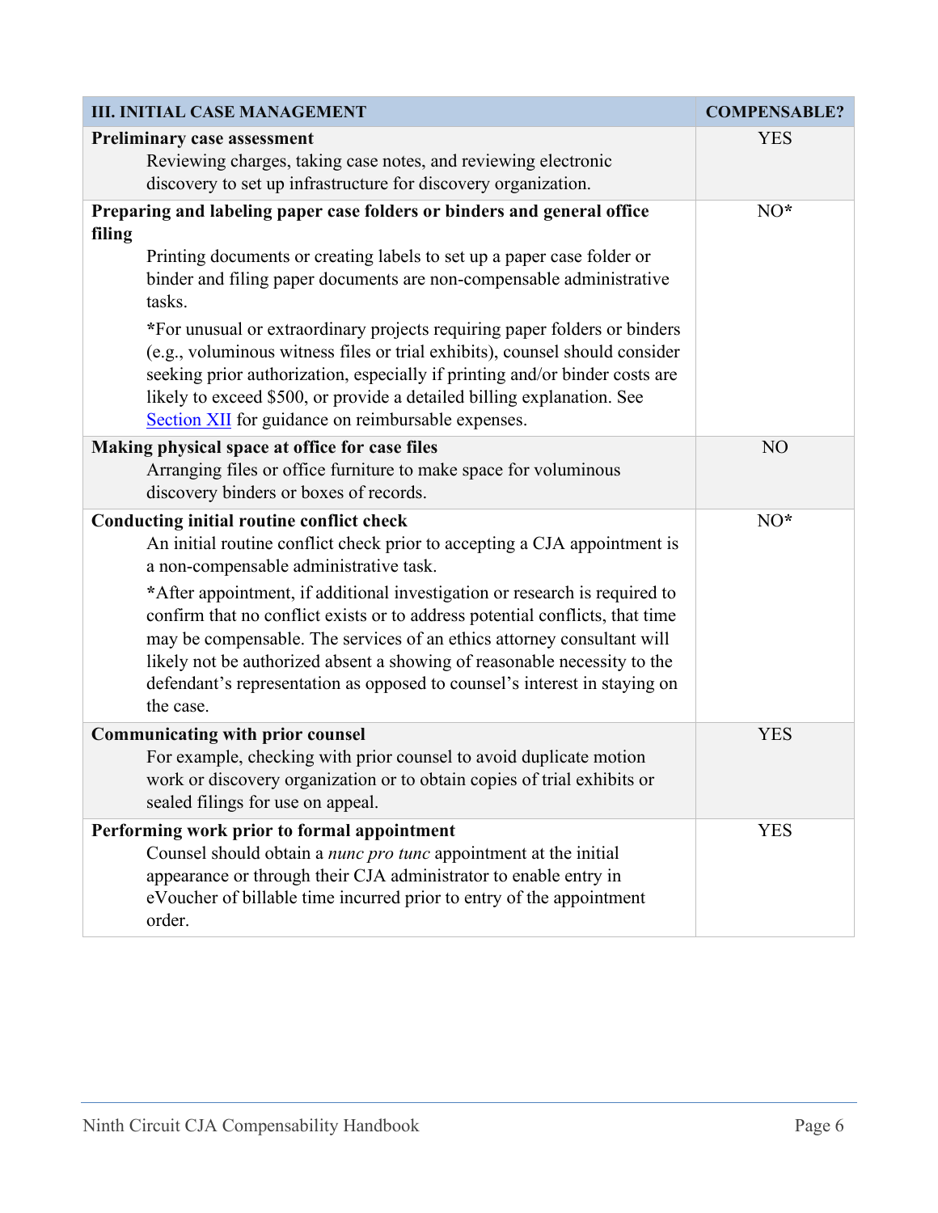| III. INITIAL CASE MANAGEMENT | COMPENSABLE? |
|---|---|
| **Preliminary case assessment**<br>Reviewing charges, taking case notes, and reviewing electronic discovery to set up infrastructure for discovery organization. | YES |
| **Preparing and labeling paper case folders or binders and general office filing**<br>Printing documents or creating labels to set up a paper case folder or binder and filing paper documents are non-compensable administrative tasks.<br>***For unusual or extraordinary projects requiring paper folders or binders (e.g., voluminous witness files or trial exhibits), counsel should consider seeking prior authorization, especially if printing and/or binder costs are likely to exceed $500, or provide a detailed billing explanation. See [Section XII](#) for guidance on reimbursable expenses. | NO* |
| **Making physical space at office for case files**<br>Arranging files or office furniture to make space for voluminous discovery binders or boxes of records. | NO |
| **Conducting initial routine conflict check**<br>An initial routine conflict check prior to accepting a CJA appointment is a non-compensable administrative task.<br>***After appointment, if additional investigation or research is required to confirm that no conflict exists or to address potential conflicts, that time may be compensable. The services of an ethics attorney consultant will likely not be authorized absent a showing of reasonable necessity to the defendant's representation as opposed to counsel's interest in staying on the case. | NO* |
| **Communicating with prior counsel**<br>For example, checking with prior counsel to avoid duplicate motion work or discovery organization or to obtain copies of trial exhibits or sealed filings for use on appeal. | YES |
| **Performing work prior to formal appointment**<br>Counsel should obtain a *nunc pro tunc* appointment at the initial appearance or through their CJA administrator to enable entry in eVoucher of billable time incurred prior to entry of the appointment order. | YES |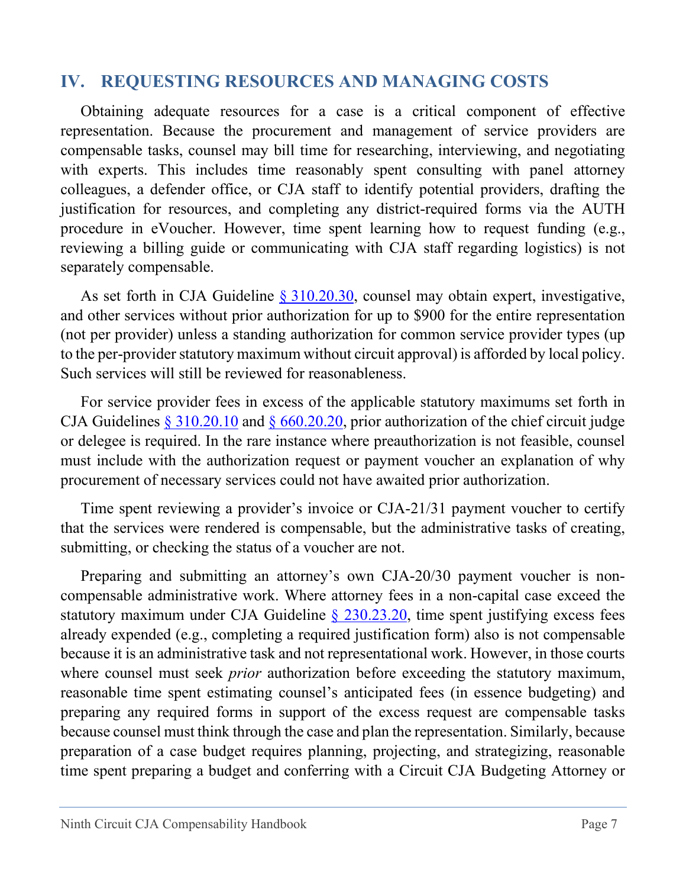## IV. REQUESTING RESOURCES AND MANAGING COSTS

Obtaining adequate resources for a case is a critical component of effective representation. Because the procurement and management of service providers are compensable tasks, counsel may bill time for researching, interviewing, and negotiating with experts. This includes time reasonably spent consulting with panel attorney colleagues, a defender office, or CJA staff to identify potential providers, drafting the justification for resources, and completing any district-required forms via the AUTH procedure in eVoucher. However, time spent learning how to request funding (e.g., reviewing a billing guide or communicating with CJA staff regarding logistics) is not separately compensable.

As set forth in CJA Guideline [§ 310.20.30](), counsel may obtain expert, investigative, and other services without prior authorization for up to $900 for the entire representation (not per provider) unless a standing authorization for common service provider types (up to the per-provider statutory maximum without circuit approval) is afforded by local policy. Such services will still be reviewed for reasonableness.

For service provider fees in excess of the applicable statutory maximums set forth in CJA Guidelines [§ 310.20.10]() and [§ 660.20.20](), prior authorization of the chief circuit judge or delegee is required. In the rare instance where preauthorization is not feasible, counsel must include with the authorization request or payment voucher an explanation of why procurement of necessary services could not have awaited prior authorization.

Time spent reviewing a provider's invoice or CJA-21/31 payment voucher to certify that the services were rendered is compensable, but the administrative tasks of creating, submitting, or checking the status of a voucher are not.

Preparing and submitting an attorney's own CJA-20/30 payment voucher is non-compensable administrative work. Where attorney fees in a non-capital case exceed the statutory maximum under CJA Guideline [§ 230.23.20](), time spent justifying excess fees already expended (e.g., completing a required justification form) also is not compensable because it is an administrative task and not representational work. However, in those courts where counsel must seek *prior* authorization before exceeding the statutory maximum, reasonable time spent estimating counsel's anticipated fees (in essence budgeting) and preparing any required forms in support of the excess request are compensable tasks because counsel must think through the case and plan the representation. Similarly, because preparation of a case budget requires planning, projecting, and strategizing, reasonable time spent preparing a budget and conferring with a Circuit CJA Budgeting Attorney or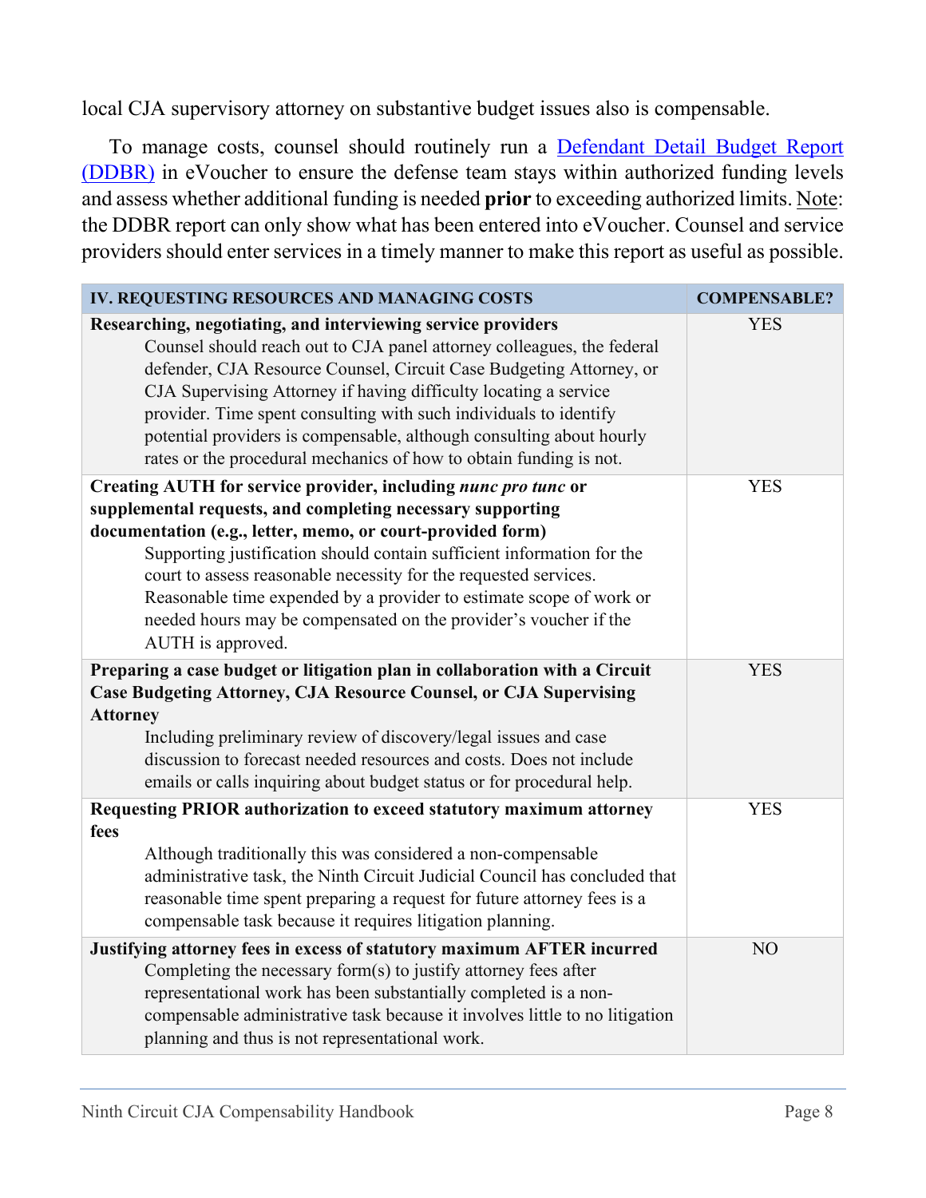local CJA supervisory attorney on substantive budget issues also is compensable.

To manage costs, counsel should routinely run a [Defendant Detail Budget Report (DDBR)]() in eVoucher to ensure the defense team stays within authorized funding levels and assess whether additional funding is needed **prior** to exceeding authorized limits. Note: the DDBR report can only show what has been entered into eVoucher. Counsel and service providers should enter services in a timely manner to make this report as useful as possible.

| IV. REQUESTING RESOURCES AND MANAGING COSTS | COMPENSABLE? |
|---|---|
| **Researching, negotiating, and interviewing service providers**<br>Counsel should reach out to CJA panel attorney colleagues, the federal defender, CJA Resource Counsel, Circuit Case Budgeting Attorney, or CJA Supervising Attorney if having difficulty locating a service provider. Time spent consulting with such individuals to identify potential providers is compensable, although consulting about hourly rates or the procedural mechanics of how to obtain funding is not. | YES |
| **Creating AUTH for service provider, including *nunc pro tunc* or supplemental requests, and completing necessary supporting documentation (e.g., letter, memo, or court-provided form)**<br>Supporting justification should contain sufficient information for the court to assess reasonable necessity for the requested services. Reasonable time expended by a provider to estimate scope of work or needed hours may be compensated on the provider's voucher if the AUTH is approved. | YES |
| **Preparing a case budget or litigation plan in collaboration with a Circuit Case Budgeting Attorney, CJA Resource Counsel, or CJA Supervising Attorney**<br>Including preliminary review of discovery/legal issues and case discussion to forecast needed resources and costs. Does not include emails or calls inquiring about budget status or for procedural help. | YES |
| **Requesting PRIOR authorization to exceed statutory maximum attorney fees**<br>Although traditionally this was considered a non-compensable administrative task, the Ninth Circuit Judicial Council has concluded that reasonable time spent preparing a request for future attorney fees is a compensable task because it requires litigation planning. | YES |
| **Justifying attorney fees in excess of statutory maximum AFTER incurred**<br>Completing the necessary form(s) to justify attorney fees after representational work has been substantially completed is a non-compensable administrative task because it involves little to no litigation planning and thus is not representational work. | NO |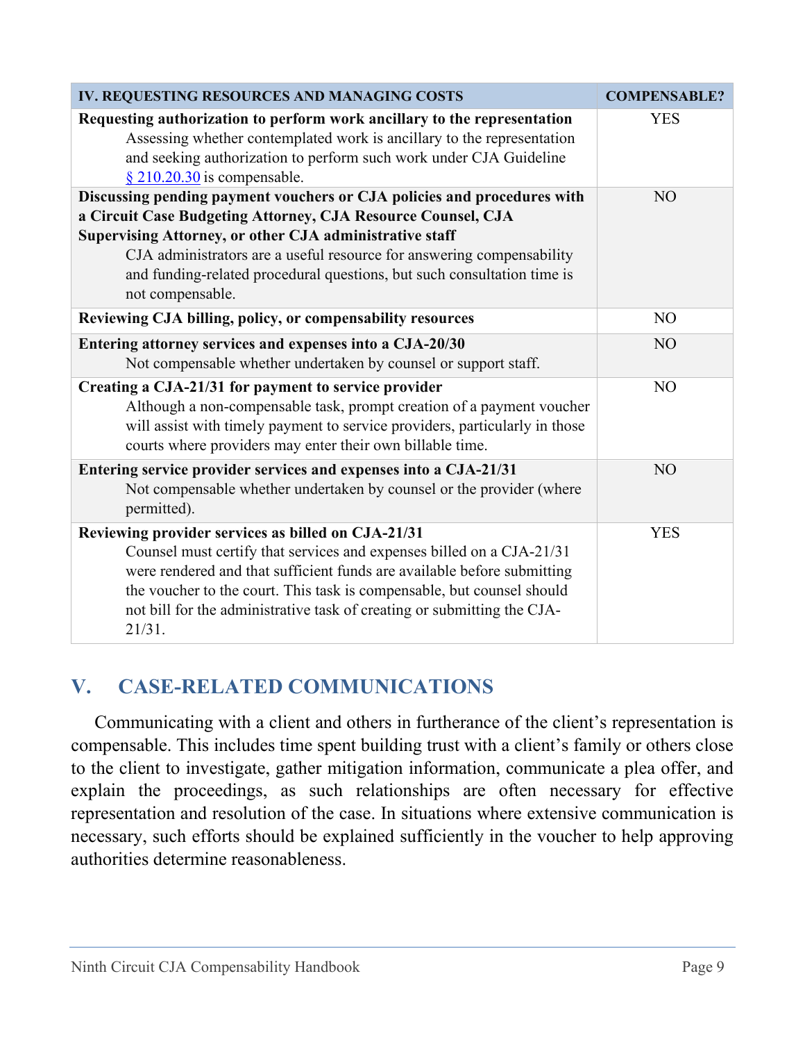| IV. REQUESTING RESOURCES AND MANAGING COSTS | COMPENSABLE? |
|---|---|
| **Requesting authorization to perform work ancillary to the representation** Assessing whether contemplated work is ancillary to the representation and seeking authorization to perform such work under CJA Guideline § 210.20.30 is compensable. | YES |
| **Discussing pending payment vouchers or CJA policies and procedures with a Circuit Case Budgeting Attorney, CJA Resource Counsel, CJA Supervising Attorney, or other CJA administrative staff** CJA administrators are a useful resource for answering compensability and funding-related procedural questions, but such consultation time is not compensable. | NO |
| **Reviewing CJA billing, policy, or compensability resources** | NO |
| **Entering attorney services and expenses into a CJA-20/30** Not compensable whether undertaken by counsel or support staff. | NO |
| **Creating a CJA-21/31 for payment to service provider** Although a non-compensable task, prompt creation of a payment voucher will assist with timely payment to service providers, particularly in those courts where providers may enter their own billable time. | NO |
| **Entering service provider services and expenses into a CJA-21/31** Not compensable whether undertaken by counsel or the provider (where permitted). | NO |
| **Reviewing provider services as billed on CJA-21/31** Counsel must certify that services and expenses billed on a CJA-21/31 were rendered and that sufficient funds are available before submitting the voucher to the court. This task is compensable, but counsel should not bill for the administrative task of creating or submitting the CJA-21/31. | YES |

## V. CASE-RELATED COMMUNICATIONS

Communicating with a client and others in furtherance of the client's representation is compensable. This includes time spent building trust with a client's family or others close to the client to investigate, gather mitigation information, communicate a plea offer, and explain the proceedings, as such relationships are often necessary for effective representation and resolution of the case. In situations where extensive communication is necessary, such efforts should be explained sufficiently in the voucher to help approving authorities determine reasonableness.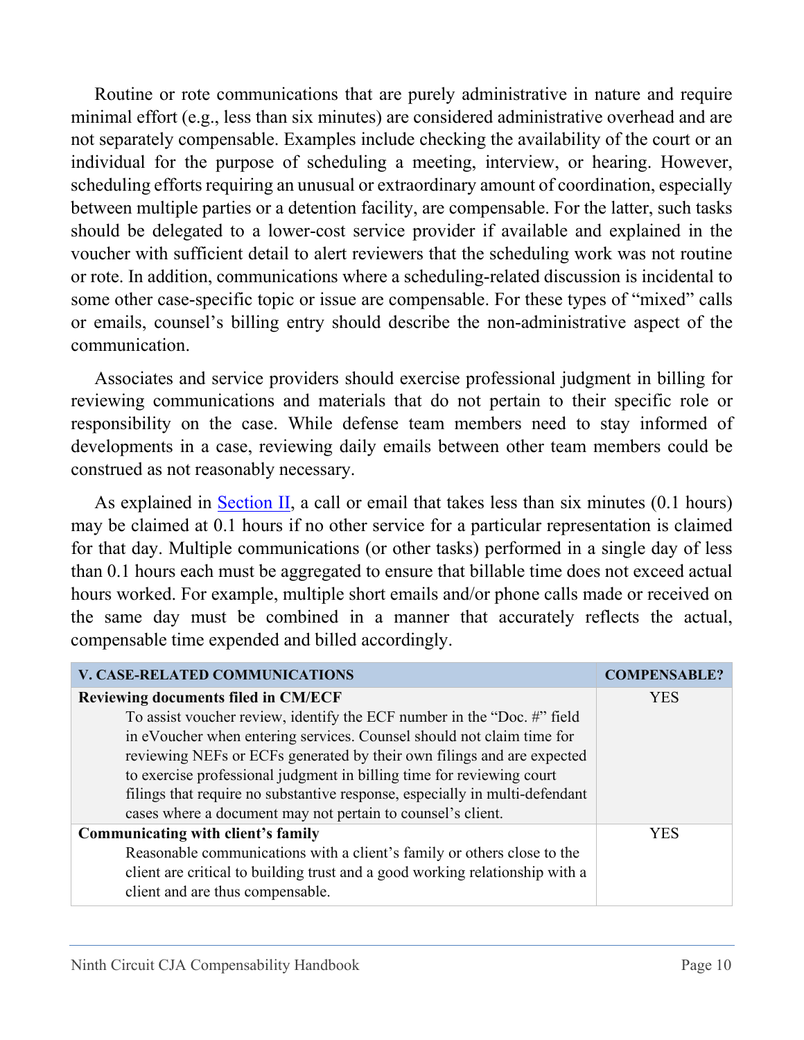Routine or rote communications that are purely administrative in nature and require minimal effort (e.g., less than six minutes) are considered administrative overhead and are not separately compensable. Examples include checking the availability of the court or an individual for the purpose of scheduling a meeting, interview, or hearing. However, scheduling efforts requiring an unusual or extraordinary amount of coordination, especially between multiple parties or a detention facility, are compensable. For the latter, such tasks should be delegated to a lower-cost service provider if available and explained in the voucher with sufficient detail to alert reviewers that the scheduling work was not routine or rote. In addition, communications where a scheduling-related discussion is incidental to some other case-specific topic or issue are compensable. For these types of "mixed" calls or emails, counsel's billing entry should describe the non-administrative aspect of the communication.

Associates and service providers should exercise professional judgment in billing for reviewing communications and materials that do not pertain to their specific role or responsibility on the case. While defense team members need to stay informed of developments in a case, reviewing daily emails between other team members could be construed as not reasonably necessary.

As explained in Section II, a call or email that takes less than six minutes (0.1 hours) may be claimed at 0.1 hours if no other service for a particular representation is claimed for that day. Multiple communications (or other tasks) performed in a single day of less than 0.1 hours each must be aggregated to ensure that billable time does not exceed actual hours worked. For example, multiple short emails and/or phone calls made or received on the same day must be combined in a manner that accurately reflects the actual, compensable time expended and billed accordingly.

| V. CASE-RELATED COMMUNICATIONS | COMPENSABLE? |
|---|---|
| **Reviewing documents filed in CM/ECF**<br>To assist voucher review, identify the ECF number in the "Doc. #" field in eVoucher when entering services. Counsel should not claim time for reviewing NEFs or ECFs generated by their own filings and are expected to exercise professional judgment in billing time for reviewing court filings that require no substantive response, especially in multi-defendant cases where a document may not pertain to counsel's client. | YES |
| **Communicating with client's family**<br>Reasonable communications with a client's family or others close to the client are critical to building trust and a good working relationship with a client and are thus compensable. | YES |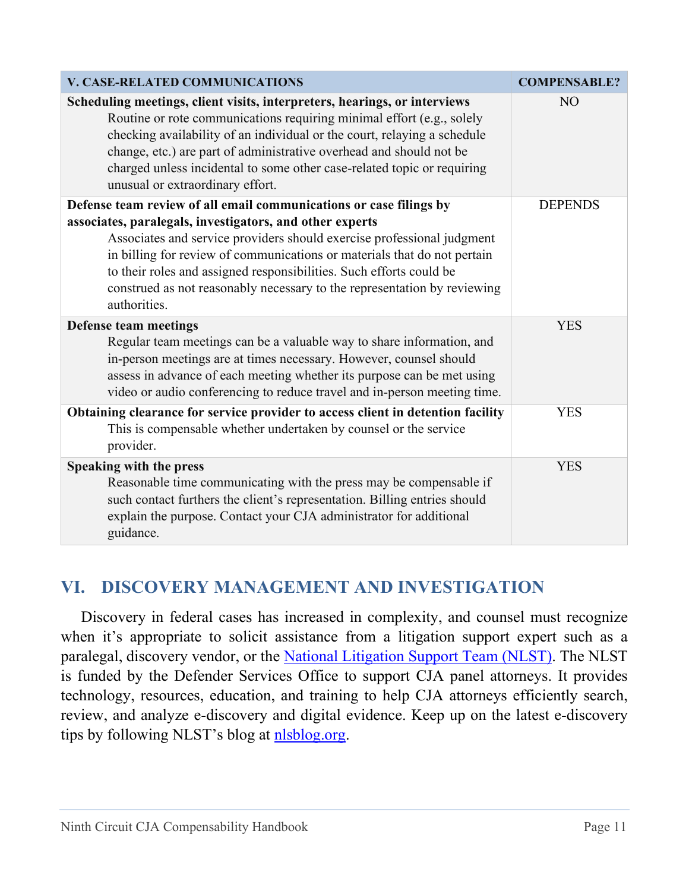| V. CASE-RELATED COMMUNICATIONS | COMPENSABLE? |
|---|---|
| **Scheduling meetings, client visits, interpreters, hearings, or interviews** Routine or rote communications requiring minimal effort (e.g., solely checking availability of an individual or the court, relaying a schedule change, etc.) are part of administrative overhead and should not be charged unless incidental to some other case-related topic or requiring unusual or extraordinary effort. | NO |
| **Defense team review of all email communications or case filings by associates, paralegals, investigators, and other experts** Associates and service providers should exercise professional judgment in billing for review of communications or materials that do not pertain to their roles and assigned responsibilities. Such efforts could be construed as not reasonably necessary to the representation by reviewing authorities. | DEPENDS |
| **Defense team meetings** Regular team meetings can be a valuable way to share information, and in-person meetings are at times necessary. However, counsel should assess in advance of each meeting whether its purpose can be met using video or audio conferencing to reduce travel and in-person meeting time. | YES |
| **Obtaining clearance for service provider to access client in detention facility** This is compensable whether undertaken by counsel or the service provider. | YES |
| **Speaking with the press** Reasonable time communicating with the press may be compensable if such contact furthers the client's representation. Billing entries should explain the purpose. Contact your CJA administrator for additional guidance. | YES |

## VI. DISCOVERY MANAGEMENT AND INVESTIGATION

Discovery in federal cases has increased in complexity, and counsel must recognize when it's appropriate to solicit assistance from a litigation support expert such as a paralegal, discovery vendor, or the National Litigation Support Team (NLST). The NLST is funded by the Defender Services Office to support CJA panel attorneys. It provides technology, resources, education, and training to help CJA attorneys efficiently search, review, and analyze e-discovery and digital evidence. Keep up on the latest e-discovery tips by following NLST's blog at nlsblog.org.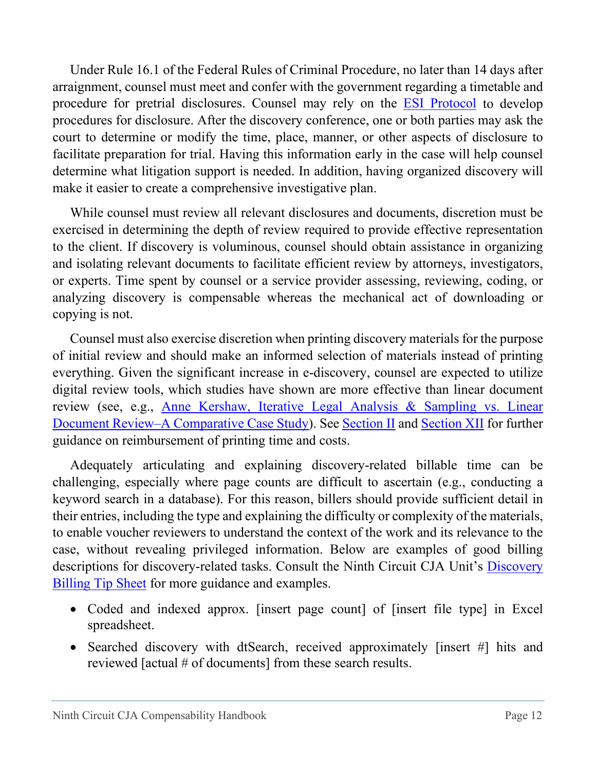Under Rule 16.1 of the Federal Rules of Criminal Procedure, no later than 14 days after arraignment, counsel must meet and confer with the government regarding a timetable and procedure for pretrial disclosures. Counsel may rely on the ESI Protocol to develop procedures for disclosure. After the discovery conference, one or both parties may ask the court to determine or modify the time, place, manner, or other aspects of disclosure to facilitate preparation for trial. Having this information early in the case will help counsel determine what litigation support is needed. In addition, having organized discovery will make it easier to create a comprehensive investigative plan.

While counsel must review all relevant disclosures and documents, discretion must be exercised in determining the depth of review required to provide effective representation to the client. If discovery is voluminous, counsel should obtain assistance in organizing and isolating relevant documents to facilitate efficient review by attorneys, investigators, or experts. Time spent by counsel or a service provider assessing, reviewing, coding, or analyzing discovery is compensable whereas the mechanical act of downloading or copying is not.

Counsel must also exercise discretion when printing discovery materials for the purpose of initial review and should make an informed selection of materials instead of printing everything. Given the significant increase in e-discovery, counsel are expected to utilize digital review tools, which studies have shown are more effective than linear document review (see, e.g., Anne Kershaw, Iterative Legal Analysis & Sampling vs. Linear Document Review–A Comparative Case Study). See Section II and Section XII for further guidance on reimbursement of printing time and costs.

Adequately articulating and explaining discovery-related billable time can be challenging, especially where page counts are difficult to ascertain (e.g., conducting a keyword search in a database). For this reason, billers should provide sufficient detail in their entries, including the type and explaining the difficulty or complexity of the materials, to enable voucher reviewers to understand the context of the work and its relevance to the case, without revealing privileged information. Below are examples of good billing descriptions for discovery-related tasks. Consult the Ninth Circuit CJA Unit's Discovery Billing Tip Sheet for more guidance and examples.

- Coded and indexed approx. [insert page count] of [insert file type] in Excel spreadsheet.
- Searched discovery with dtSearch, received approximately [insert #] hits and reviewed [actual # of documents] from these search results.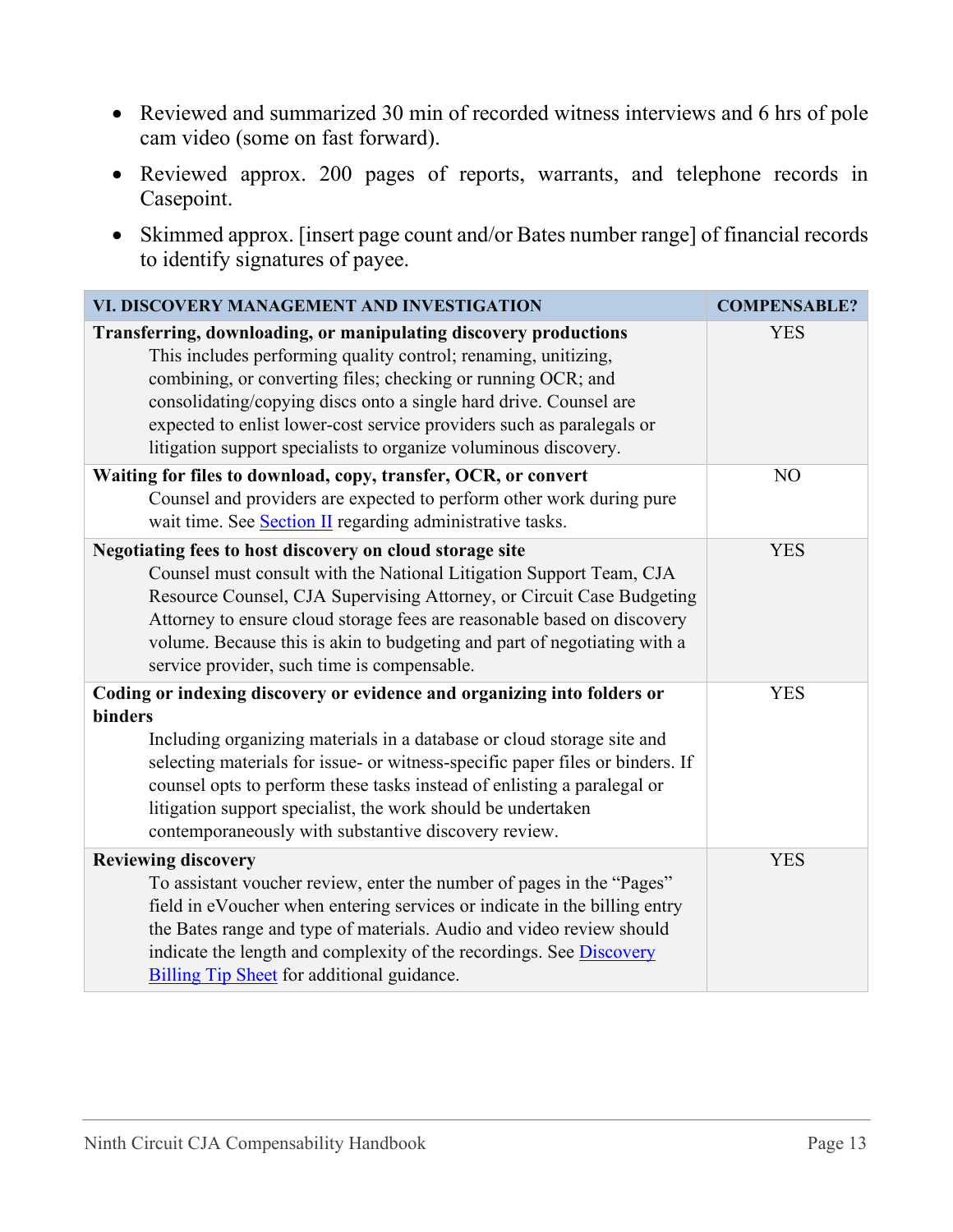- Reviewed and summarized 30 min of recorded witness interviews and 6 hrs of pole cam video (some on fast forward).
- Reviewed approx. 200 pages of reports, warrants, and telephone records in Casepoint.
- Skimmed approx. [insert page count and/or Bates number range] of financial records to identify signatures of payee.

| VI. DISCOVERY MANAGEMENT AND INVESTIGATION | COMPENSABLE? |
| --- | --- |
| **Transferring, downloading, or manipulating discovery productions**<br>This includes performing quality control; renaming, unitizing, combining, or converting files; checking or running OCR; and consolidating/copying discs onto a single hard drive. Counsel are expected to enlist lower-cost service providers such as paralegals or litigation support specialists to organize voluminous discovery. | YES |
| **Waiting for files to download, copy, transfer, OCR, or convert**<br>Counsel and providers are expected to perform other work during pure wait time. See Section II regarding administrative tasks. | NO |
| **Negotiating fees to host discovery on cloud storage site**<br>Counsel must consult with the National Litigation Support Team, CJA Resource Counsel, CJA Supervising Attorney, or Circuit Case Budgeting Attorney to ensure cloud storage fees are reasonable based on discovery volume. Because this is akin to budgeting and part of negotiating with a service provider, such time is compensable. | YES |
| **Coding or indexing discovery or evidence and organizing into folders or binders**<br>Including organizing materials in a database or cloud storage site and selecting materials for issue- or witness-specific paper files or binders. If counsel opts to perform these tasks instead of enlisting a paralegal or litigation support specialist, the work should be undertaken contemporaneously with substantive discovery review. | YES |
| **Reviewing discovery**<br>To assistant voucher review, enter the number of pages in the "Pages" field in eVoucher when entering services or indicate in the billing entry the Bates range and type of materials. Audio and video review should indicate the length and complexity of the recordings. See Discovery Billing Tip Sheet for additional guidance. | YES |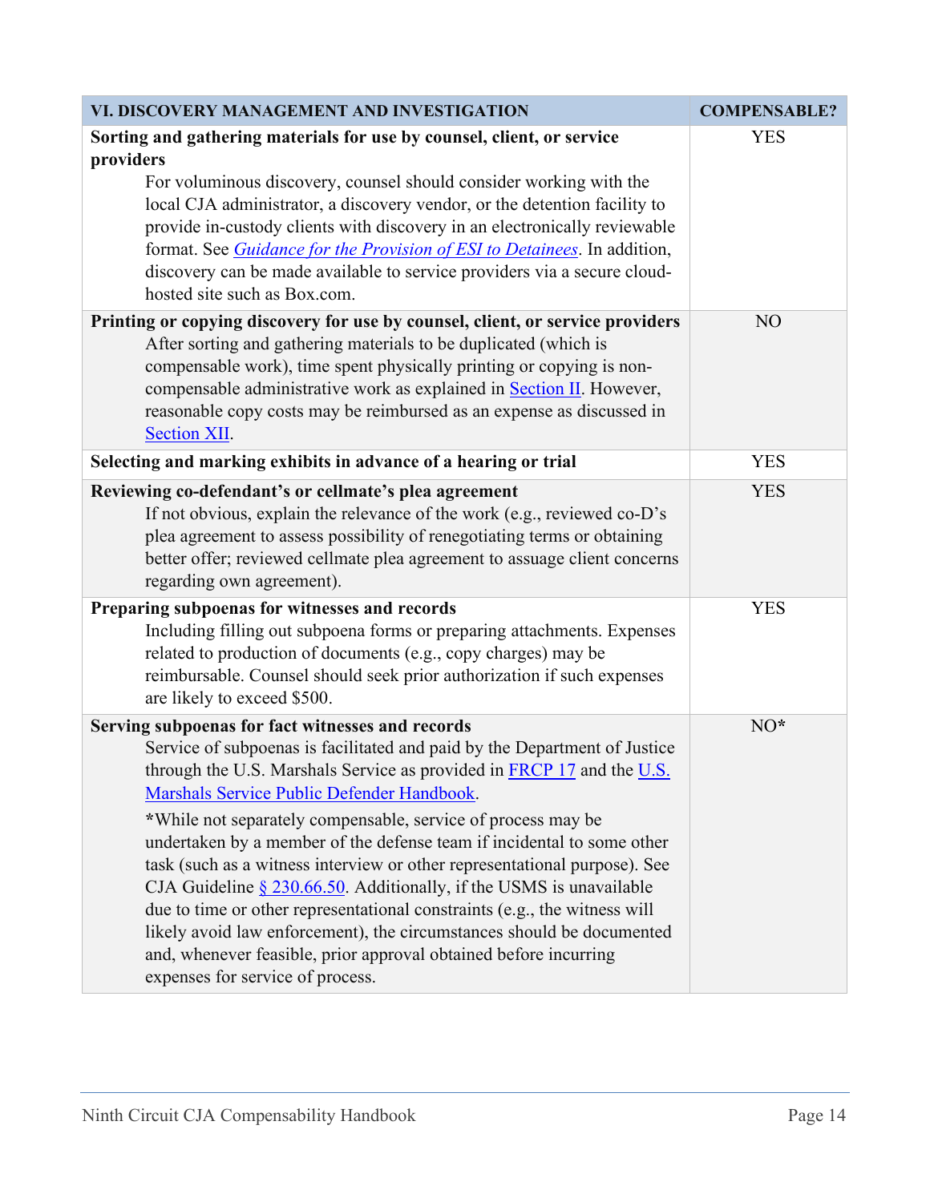| VI. DISCOVERY MANAGEMENT AND INVESTIGATION | COMPENSABLE? |
|---|---|
| **Sorting and gathering materials for use by counsel, client, or service providers**<br>For voluminous discovery, counsel should consider working with the local CJA administrator, a discovery vendor, or the detention facility to provide in-custody clients with discovery in an electronically reviewable format. See *Guidance for the Provision of ESI to Detainees*. In addition, discovery can be made available to service providers via a secure cloud-hosted site such as Box.com. | YES |
| **Printing or copying discovery for use by counsel, client, or service providers**<br>After sorting and gathering materials to be duplicated (which is compensable work), time spent physically printing or copying is non-compensable administrative work as explained in Section II. However, reasonable copy costs may be reimbursed as an expense as discussed in Section XII. | NO |
| **Selecting and marking exhibits in advance of a hearing or trial** | YES |
| **Reviewing co-defendant's or cellmate's plea agreement**<br>If not obvious, explain the relevance of the work (e.g., reviewed co-D's plea agreement to assess possibility of renegotiating terms or obtaining better offer; reviewed cellmate plea agreement to assuage client concerns regarding own agreement). | YES |
| **Preparing subpoenas for witnesses and records**<br>Including filling out subpoena forms or preparing attachments. Expenses related to production of documents (e.g., copy charges) may be reimbursable. Counsel should seek prior authorization if such expenses are likely to exceed $500. | YES |
| **Serving subpoenas for fact witnesses and records**<br>Service of subpoenas is facilitated and paid by the Department of Justice through the U.S. Marshals Service as provided in FRCP 17 and the U.S. Marshals Service Public Defender Handbook.<br>**\***While not separately compensable, service of process may be undertaken by a member of the defense team if incidental to some other task (such as a witness interview or other representational purpose). See CJA Guideline § 230.66.50. Additionally, if the USMS is unavailable due to time or other representational constraints (e.g., the witness will likely avoid law enforcement), the circumstances should be documented and, whenever feasible, prior approval obtained before incurring expenses for service of process. | NO* |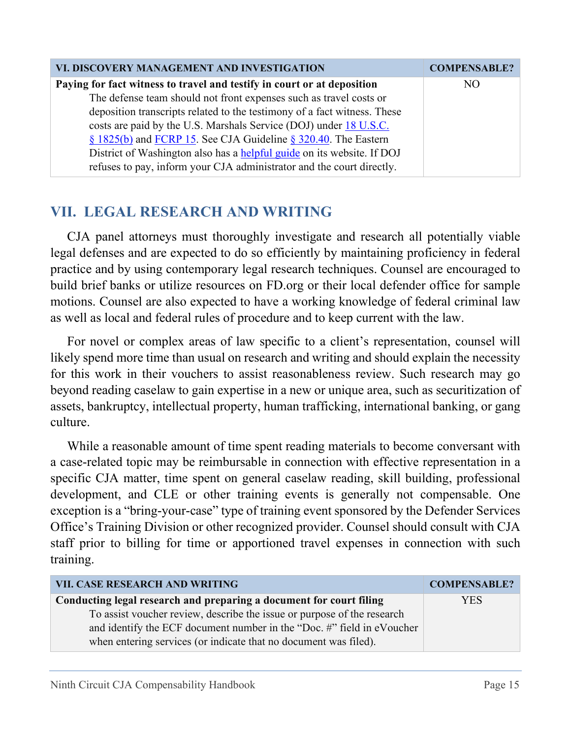| VI. DISCOVERY MANAGEMENT AND INVESTIGATION | COMPENSABLE? |
| --- | --- |
| **Paying for fact witness to travel and testify in court or at deposition**<br>The defense team should not front expenses such as travel costs or deposition transcripts related to the testimony of a fact witness. These costs are paid by the U.S. Marshals Service (DOJ) under 18 U.S.C. § 1825(b) and FCRP 15. See CJA Guideline § 320.40. The Eastern District of Washington also has a helpful guide on its website. If DOJ refuses to pay, inform your CJA administrator and the court directly. | NO |

## VII. LEGAL RESEARCH AND WRITING

CJA panel attorneys must thoroughly investigate and research all potentially viable legal defenses and are expected to do so efficiently by maintaining proficiency in federal practice and by using contemporary legal research techniques. Counsel are encouraged to build brief banks or utilize resources on FD.org or their local defender office for sample motions. Counsel are also expected to have a working knowledge of federal criminal law as well as local and federal rules of procedure and to keep current with the law.

For novel or complex areas of law specific to a client's representation, counsel will likely spend more time than usual on research and writing and should explain the necessity for this work in their vouchers to assist reasonableness review. Such research may go beyond reading caselaw to gain expertise in a new or unique area, such as securitization of assets, bankruptcy, intellectual property, human trafficking, international banking, or gang culture.

While a reasonable amount of time spent reading materials to become conversant with a case-related topic may be reimbursable in connection with effective representation in a specific CJA matter, time spent on general caselaw reading, skill building, professional development, and CLE or other training events is generally not compensable. One exception is a "bring-your-case" type of training event sponsored by the Defender Services Office's Training Division or other recognized provider. Counsel should consult with CJA staff prior to billing for time or apportioned travel expenses in connection with such training.

| VII. CASE RESEARCH AND WRITING | COMPENSABLE? |
| --- | --- |
| **Conducting legal research and preparing a document for court filing**<br>To assist voucher review, describe the issue or purpose of the research and identify the ECF document number in the "Doc. #" field in eVoucher when entering services (or indicate that no document was filed). | YES |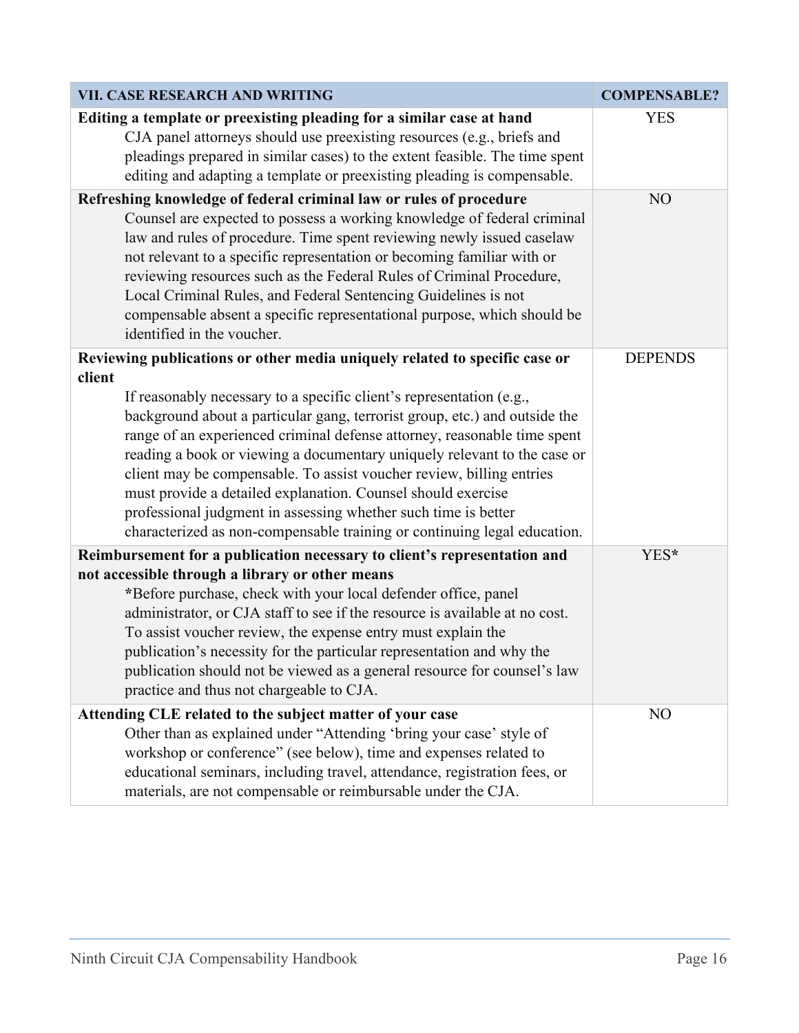| VII. CASE RESEARCH AND WRITING | COMPENSABLE? |
|---|---|
| **Editing a template or preexisting pleading for a similar case at hand** CJA panel attorneys should use preexisting resources (e.g., briefs and pleadings prepared in similar cases) to the extent feasible. The time spent editing and adapting a template or preexisting pleading is compensable. | YES |
| **Refreshing knowledge of federal criminal law or rules of procedure** Counsel are expected to possess a working knowledge of federal criminal law and rules of procedure. Time spent reviewing newly issued caselaw not relevant to a specific representation or becoming familiar with or reviewing resources such as the Federal Rules of Criminal Procedure, Local Criminal Rules, and Federal Sentencing Guidelines is not compensable absent a specific representational purpose, which should be identified in the voucher. | NO |
| **Reviewing publications or other media uniquely related to specific case or client** If reasonably necessary to a specific client's representation (e.g., background about a particular gang, terrorist group, etc.) and outside the range of an experienced criminal defense attorney, reasonable time spent reading a book or viewing a documentary uniquely relevant to the case or client may be compensable. To assist voucher review, billing entries must provide a detailed explanation. Counsel should exercise professional judgment in assessing whether such time is better characterized as non-compensable training or continuing legal education. | DEPENDS |
| **Reimbursement for a publication necessary to client's representation and not accessible through a library or other means** ***Before purchase, check with your local defender office, panel administrator, or CJA staff to see if the resource is available at no cost. To assist voucher review, the expense entry must explain the publication's necessity for the particular representation and why the publication should not be viewed as a general resource for counsel's law practice and thus not chargeable to CJA. | YES* |
| **Attending CLE related to the subject matter of your case** Other than as explained under "Attending 'bring your case' style of workshop or conference" (see below), time and expenses related to educational seminars, including travel, attendance, registration fees, or materials, are not compensable or reimbursable under the CJA. | NO |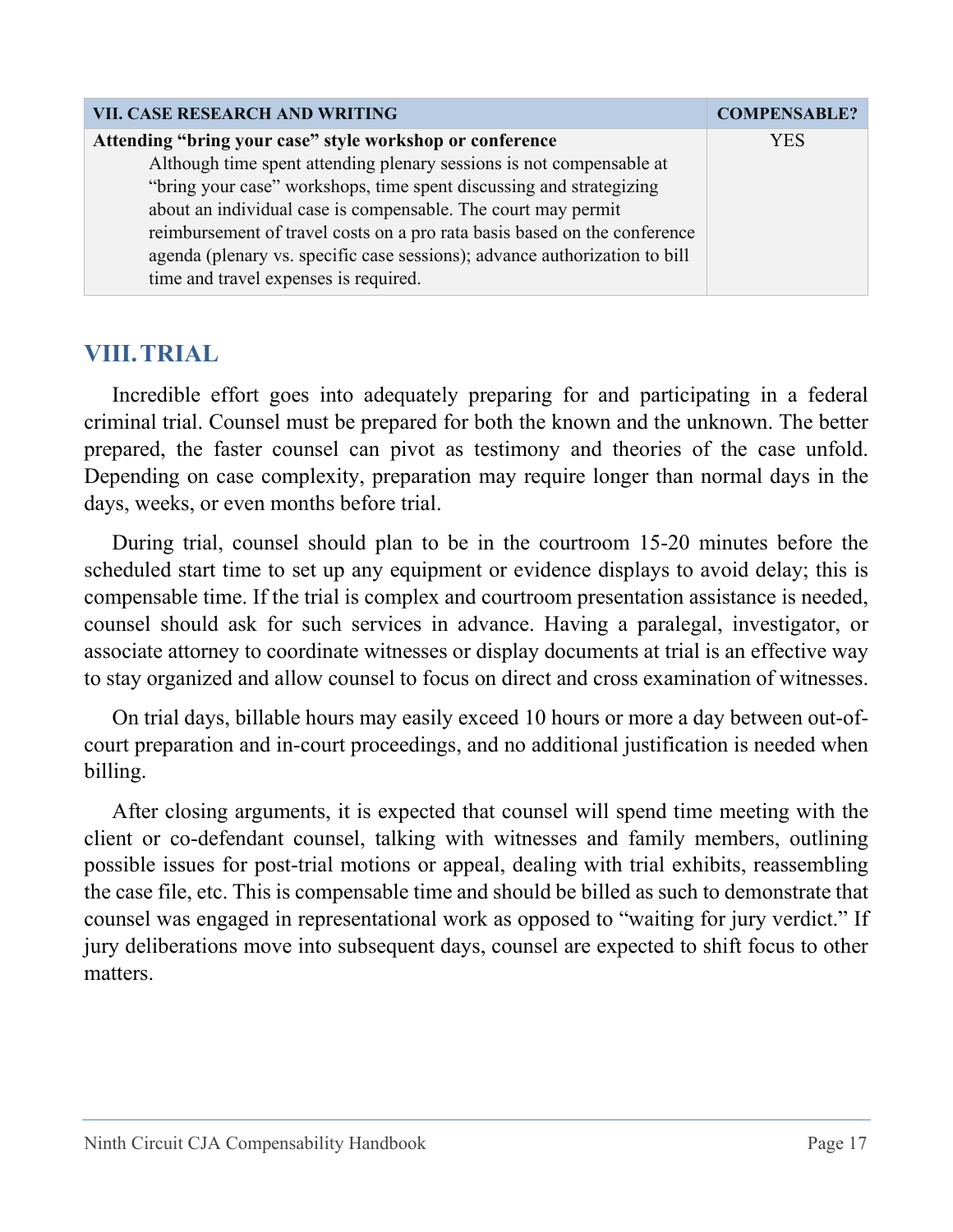| VII. CASE RESEARCH AND WRITING | COMPENSABLE? |
|---|---|
| **Attending "bring your case" style workshop or conference**<br>Although time spent attending plenary sessions is not compensable at "bring your case" workshops, time spent discussing and strategizing about an individual case is compensable. The court may permit reimbursement of travel costs on a pro rata basis based on the conference agenda (plenary vs. specific case sessions); advance authorization to bill time and travel expenses is required. | YES |

## VIII. TRIAL

Incredible effort goes into adequately preparing for and participating in a federal criminal trial. Counsel must be prepared for both the known and the unknown. The better prepared, the faster counsel can pivot as testimony and theories of the case unfold. Depending on case complexity, preparation may require longer than normal days in the days, weeks, or even months before trial.

During trial, counsel should plan to be in the courtroom 15-20 minutes before the scheduled start time to set up any equipment or evidence displays to avoid delay; this is compensable time. If the trial is complex and courtroom presentation assistance is needed, counsel should ask for such services in advance. Having a paralegal, investigator, or associate attorney to coordinate witnesses or display documents at trial is an effective way to stay organized and allow counsel to focus on direct and cross examination of witnesses.

On trial days, billable hours may easily exceed 10 hours or more a day between out-of-court preparation and in-court proceedings, and no additional justification is needed when billing.

After closing arguments, it is expected that counsel will spend time meeting with the client or co-defendant counsel, talking with witnesses and family members, outlining possible issues for post-trial motions or appeal, dealing with trial exhibits, reassembling the case file, etc. This is compensable time and should be billed as such to demonstrate that counsel was engaged in representational work as opposed to "waiting for jury verdict." If jury deliberations move into subsequent days, counsel are expected to shift focus to other matters.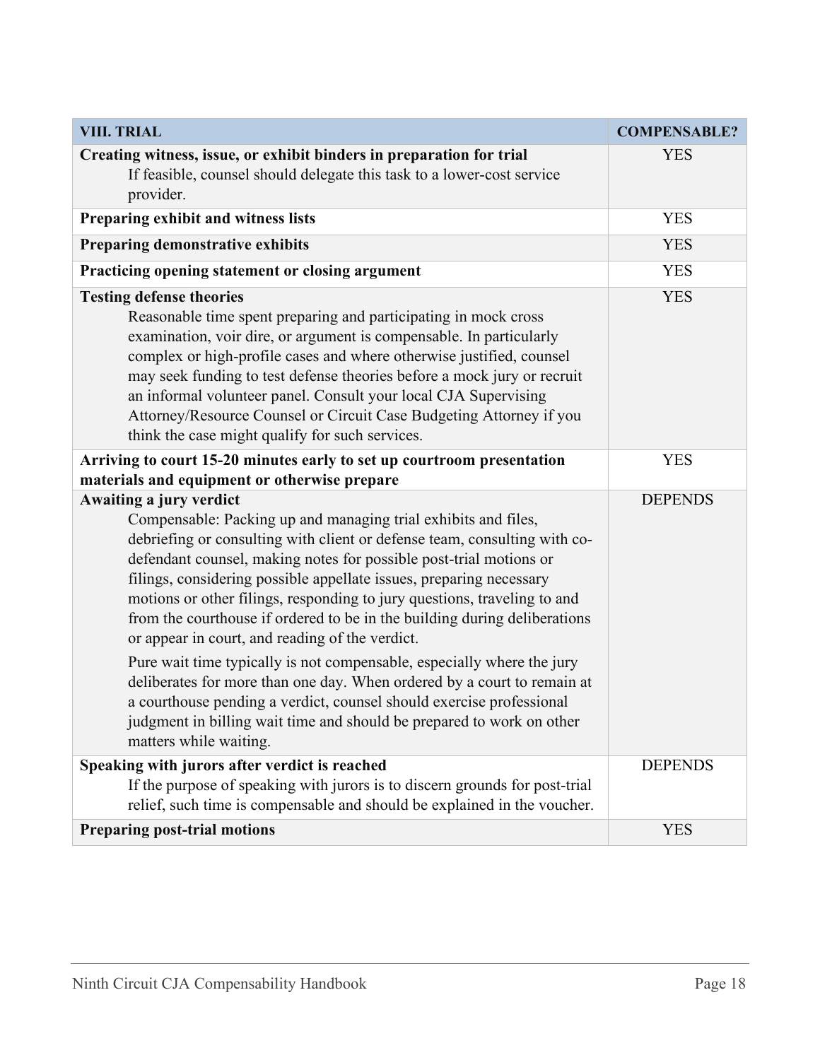| VIII. TRIAL | COMPENSABLE? |
| --- | --- |
| **Creating witness, issue, or exhibit binders in preparation for trial**<br>If feasible, counsel should delegate this task to a lower-cost service provider. | YES |
| **Preparing exhibit and witness lists** | YES |
| **Preparing demonstrative exhibits** | YES |
| **Practicing opening statement or closing argument** | YES |
| **Testing defense theories**<br>Reasonable time spent preparing and participating in mock cross examination, voir dire, or argument is compensable. In particularly complex or high-profile cases and where otherwise justified, counsel may seek funding to test defense theories before a mock jury or recruit an informal volunteer panel. Consult your local CJA Supervising Attorney/Resource Counsel or Circuit Case Budgeting Attorney if you think the case might qualify for such services. | YES |
| **Arriving to court 15-20 minutes early to set up courtroom presentation materials and equipment or otherwise prepare** | YES |
| **Awaiting a jury verdict**<br>Compensable: Packing up and managing trial exhibits and files, debriefing or consulting with client or defense team, consulting with co-defendant counsel, making notes for possible post-trial motions or filings, considering possible appellate issues, preparing necessary motions or other filings, responding to jury questions, traveling to and from the courthouse if ordered to be in the building during deliberations or appear in court, and reading of the verdict.<br><br>Pure wait time typically is not compensable, especially where the jury deliberates for more than one day. When ordered by a court to remain at a courthouse pending a verdict, counsel should exercise professional judgment in billing wait time and should be prepared to work on other matters while waiting. | DEPENDS |
| **Speaking with jurors after verdict is reached**<br>If the purpose of speaking with jurors is to discern grounds for post-trial relief, such time is compensable and should be explained in the voucher. | DEPENDS |
| **Preparing post-trial motions** | YES |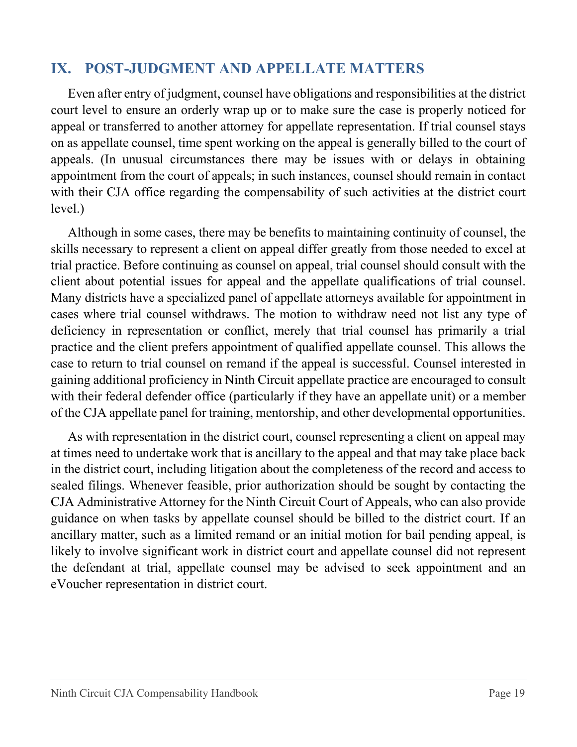## IX. POST-JUDGMENT AND APPELLATE MATTERS

Even after entry of judgment, counsel have obligations and responsibilities at the district court level to ensure an orderly wrap up or to make sure the case is properly noticed for appeal or transferred to another attorney for appellate representation. If trial counsel stays on as appellate counsel, time spent working on the appeal is generally billed to the court of appeals. (In unusual circumstances there may be issues with or delays in obtaining appointment from the court of appeals; in such instances, counsel should remain in contact with their CJA office regarding the compensability of such activities at the district court level.)

Although in some cases, there may be benefits to maintaining continuity of counsel, the skills necessary to represent a client on appeal differ greatly from those needed to excel at trial practice. Before continuing as counsel on appeal, trial counsel should consult with the client about potential issues for appeal and the appellate qualifications of trial counsel. Many districts have a specialized panel of appellate attorneys available for appointment in cases where trial counsel withdraws. The motion to withdraw need not list any type of deficiency in representation or conflict, merely that trial counsel has primarily a trial practice and the client prefers appointment of qualified appellate counsel. This allows the case to return to trial counsel on remand if the appeal is successful. Counsel interested in gaining additional proficiency in Ninth Circuit appellate practice are encouraged to consult with their federal defender office (particularly if they have an appellate unit) or a member of the CJA appellate panel for training, mentorship, and other developmental opportunities.

As with representation in the district court, counsel representing a client on appeal may at times need to undertake work that is ancillary to the appeal and that may take place back in the district court, including litigation about the completeness of the record and access to sealed filings. Whenever feasible, prior authorization should be sought by contacting the CJA Administrative Attorney for the Ninth Circuit Court of Appeals, who can also provide guidance on when tasks by appellate counsel should be billed to the district court. If an ancillary matter, such as a limited remand or an initial motion for bail pending appeal, is likely to involve significant work in district court and appellate counsel did not represent the defendant at trial, appellate counsel may be advised to seek appointment and an eVoucher representation in district court.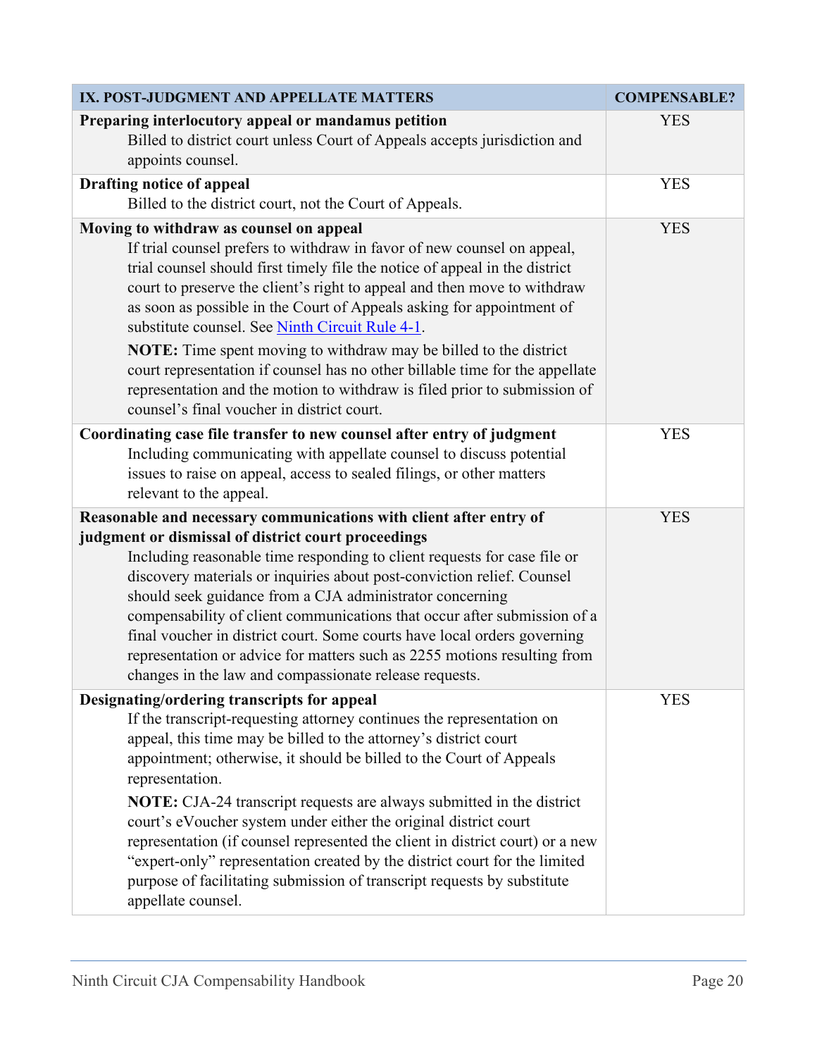| IX. POST-JUDGMENT AND APPELLATE MATTERS | COMPENSABLE? |
|---|---|
| **Preparing interlocutory appeal or mandamus petition**<br>Billed to district court unless Court of Appeals accepts jurisdiction and appoints counsel. | YES |
| **Drafting notice of appeal**<br>Billed to the district court, not the Court of Appeals. | YES |
| **Moving to withdraw as counsel on appeal**<br>If trial counsel prefers to withdraw in favor of new counsel on appeal, trial counsel should first timely file the notice of appeal in the district court to preserve the client's right to appeal and then move to withdraw as soon as possible in the Court of Appeals asking for appointment of substitute counsel. See Ninth Circuit Rule 4-1.<br>**NOTE:** Time spent moving to withdraw may be billed to the district court representation if counsel has no other billable time for the appellate representation and the motion to withdraw is filed prior to submission of counsel's final voucher in district court. | YES |
| **Coordinating case file transfer to new counsel after entry of judgment**<br>Including communicating with appellate counsel to discuss potential issues to raise on appeal, access to sealed filings, or other matters relevant to the appeal. | YES |
| **Reasonable and necessary communications with client after entry of judgment or dismissal of district court proceedings**<br>Including reasonable time responding to client requests for case file or discovery materials or inquiries about post-conviction relief. Counsel should seek guidance from a CJA administrator concerning compensability of client communications that occur after submission of a final voucher in district court. Some courts have local orders governing representation or advice for matters such as 2255 motions resulting from changes in the law and compassionate release requests. | YES |
| **Designating/ordering transcripts for appeal**<br>If the transcript-requesting attorney continues the representation on appeal, this time may be billed to the attorney's district court appointment; otherwise, it should be billed to the Court of Appeals representation.<br>**NOTE:** CJA-24 transcript requests are always submitted in the district court's eVoucher system under either the original district court representation (if counsel represented the client in district court) or a new "expert-only" representation created by the district court for the limited purpose of facilitating submission of transcript requests by substitute appellate counsel. | YES |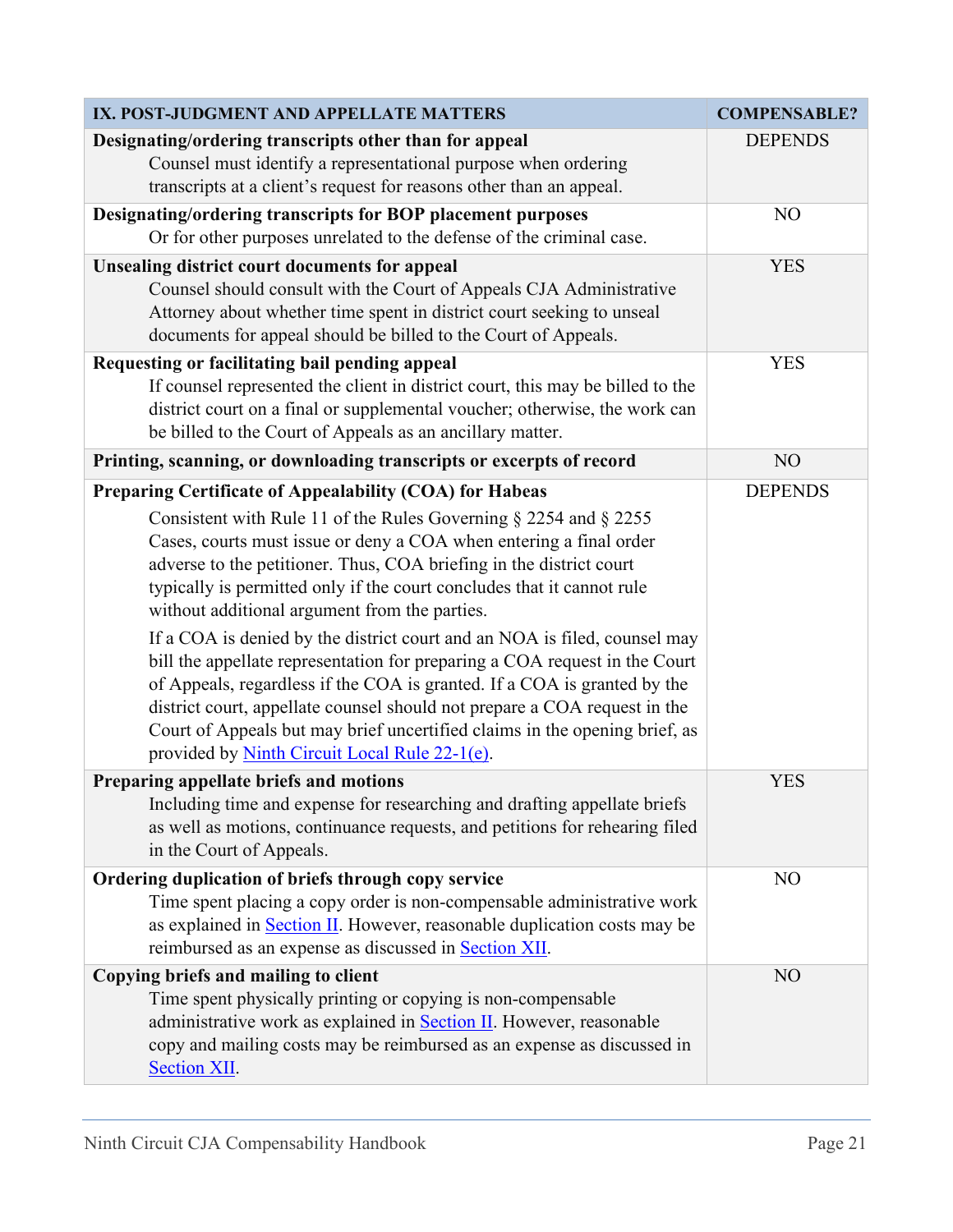| IX. POST-JUDGMENT AND APPELLATE MATTERS | COMPENSABLE? |
|---|---|
| **Designating/ordering transcripts other than for appeal**<br>Counsel must identify a representational purpose when ordering transcripts at a client's request for reasons other than an appeal. | DEPENDS |
| **Designating/ordering transcripts for BOP placement purposes**<br>Or for other purposes unrelated to the defense of the criminal case. | NO |
| **Unsealing district court documents for appeal**<br>Counsel should consult with the Court of Appeals CJA Administrative Attorney about whether time spent in district court seeking to unseal documents for appeal should be billed to the Court of Appeals. | YES |
| **Requesting or facilitating bail pending appeal**<br>If counsel represented the client in district court, this may be billed to the district court on a final or supplemental voucher; otherwise, the work can be billed to the Court of Appeals as an ancillary matter. | YES |
| **Printing, scanning, or downloading transcripts or excerpts of record** | NO |
| **Preparing Certificate of Appealability (COA) for Habeas**<br>Consistent with Rule 11 of the Rules Governing § 2254 and § 2255 Cases, courts must issue or deny a COA when entering a final order adverse to the petitioner. Thus, COA briefing in the district court typically is permitted only if the court concludes that it cannot rule without additional argument from the parties.<br>If a COA is denied by the district court and an NOA is filed, counsel may bill the appellate representation for preparing a COA request in the Court of Appeals, regardless if the COA is granted. If a COA is granted by the district court, appellate counsel should not prepare a COA request in the Court of Appeals but may brief uncertified claims in the opening brief, as provided by Ninth Circuit Local Rule 22-1(e). | DEPENDS |
| **Preparing appellate briefs and motions**<br>Including time and expense for researching and drafting appellate briefs as well as motions, continuance requests, and petitions for rehearing filed in the Court of Appeals. | YES |
| **Ordering duplication of briefs through copy service**<br>Time spent placing a copy order is non-compensable administrative work as explained in Section II. However, reasonable duplication costs may be reimbursed as an expense as discussed in Section XII. | NO |
| **Copying briefs and mailing to client**<br>Time spent physically printing or copying is non-compensable administrative work as explained in Section II. However, reasonable copy and mailing costs may be reimbursed as an expense as discussed in Section XII. | NO |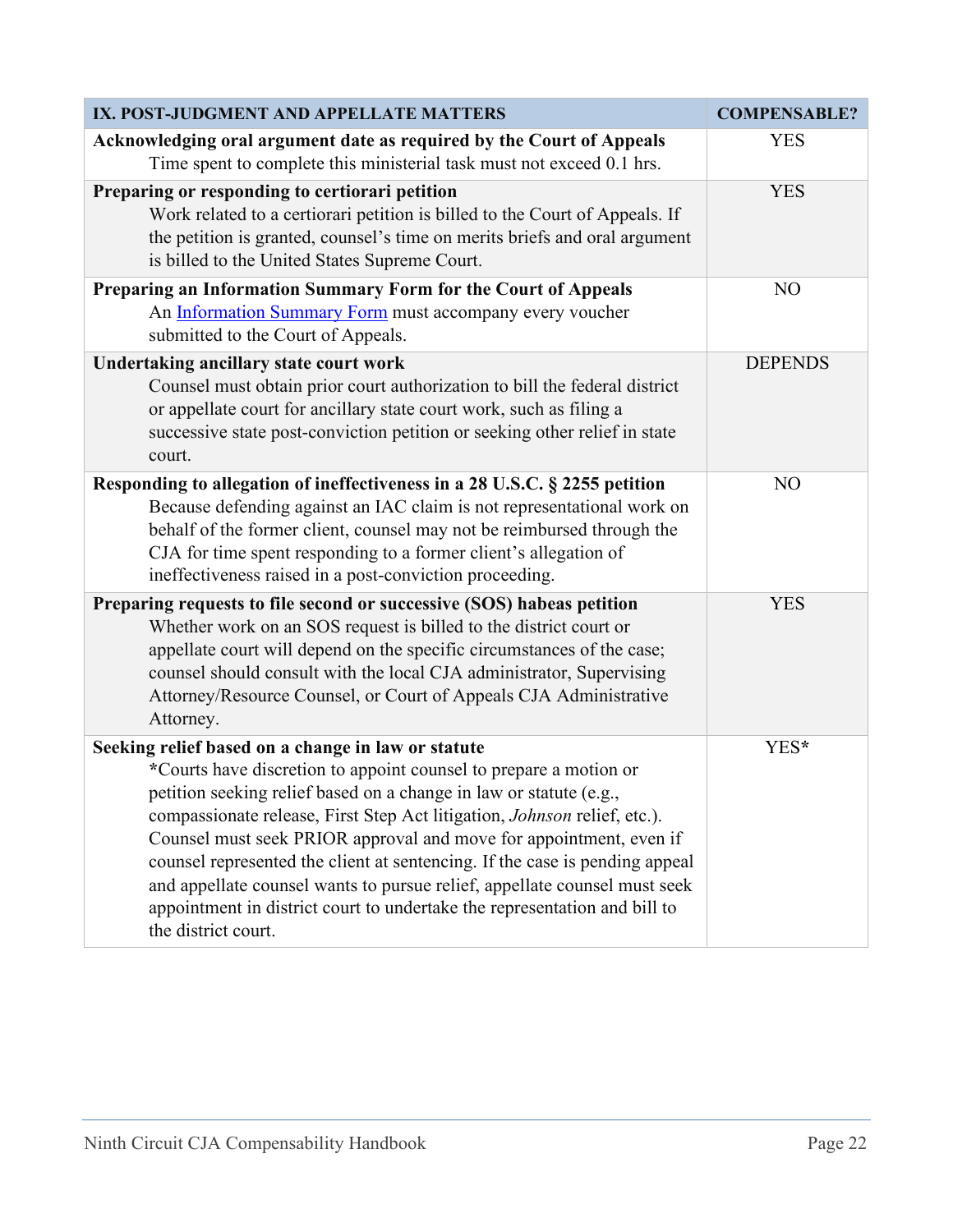| IX. POST-JUDGMENT AND APPELLATE MATTERS | COMPENSABLE? |
| --- | --- |
| **Acknowledging oral argument date as required by the Court of Appeals**<br>Time spent to complete this ministerial task must not exceed 0.1 hrs. | YES |
| **Preparing or responding to certiorari petition**<br>Work related to a certiorari petition is billed to the Court of Appeals. If the petition is granted, counsel's time on merits briefs and oral argument is billed to the United States Supreme Court. | YES |
| **Preparing an Information Summary Form for the Court of Appeals**<br>An Information Summary Form must accompany every voucher submitted to the Court of Appeals. | NO |
| **Undertaking ancillary state court work**<br>Counsel must obtain prior court authorization to bill the federal district or appellate court for ancillary state court work, such as filing a successive state post-conviction petition or seeking other relief in state court. | DEPENDS |
| **Responding to allegation of ineffectiveness in a 28 U.S.C. § 2255 petition**<br>Because defending against an IAC claim is not representational work on behalf of the former client, counsel may not be reimbursed through the CJA for time spent responding to a former client's allegation of ineffectiveness raised in a post-conviction proceeding. | NO |
| **Preparing requests to file second or successive (SOS) habeas petition**<br>Whether work on an SOS request is billed to the district court or appellate court will depend on the specific circumstances of the case; counsel should consult with the local CJA administrator, Supervising Attorney/Resource Counsel, or Court of Appeals CJA Administrative Attorney. | YES |
| **Seeking relief based on a change in law or statute**<br>**\***Courts have discretion to appoint counsel to prepare a motion or petition seeking relief based on a change in law or statute (e.g., compassionate release, First Step Act litigation, *Johnson* relief, etc.). Counsel must seek PRIOR approval and move for appointment, even if counsel represented the client at sentencing. If the case is pending appeal and appellate counsel wants to pursue relief, appellate counsel must seek appointment in district court to undertake the representation and bill to the district court. | YES* |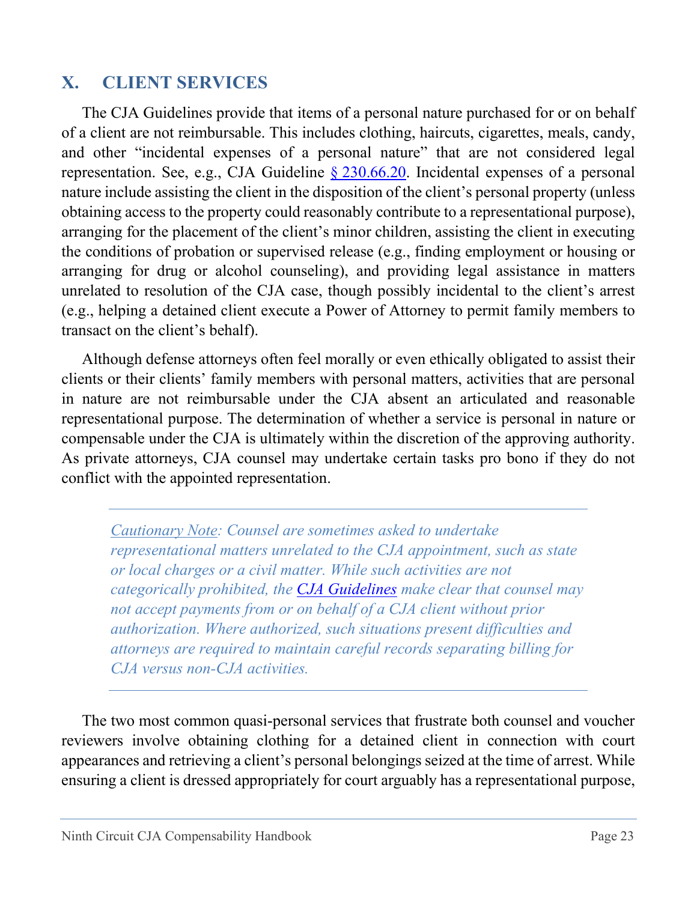## X. CLIENT SERVICES

The CJA Guidelines provide that items of a personal nature purchased for or on behalf of a client are not reimbursable. This includes clothing, haircuts, cigarettes, meals, candy, and other "incidental expenses of a personal nature" that are not considered legal representation. See, e.g., CJA Guideline [§ 230.66.20](). Incidental expenses of a personal nature include assisting the client in the disposition of the client's personal property (unless obtaining access to the property could reasonably contribute to a representational purpose), arranging for the placement of the client's minor children, assisting the client in executing the conditions of probation or supervised release (e.g., finding employment or housing or arranging for drug or alcohol counseling), and providing legal assistance in matters unrelated to resolution of the CJA case, though possibly incidental to the client's arrest (e.g., helping a detained client execute a Power of Attorney to permit family members to transact on the client's behalf).

Although defense attorneys often feel morally or even ethically obligated to assist their clients or their clients' family members with personal matters, activities that are personal in nature are not reimbursable under the CJA absent an articulated and reasonable representational purpose. The determination of whether a service is personal in nature or compensable under the CJA is ultimately within the discretion of the approving authority. As private attorneys, CJA counsel may undertake certain tasks pro bono if they do not conflict with the appointed representation.

---

*Cautionary Note: Counsel are sometimes asked to undertake representational matters unrelated to the CJA appointment, such as state or local charges or a civil matter. While such activities are not categorically prohibited, the [CJA Guidelines]() make clear that counsel may not accept payments from or on behalf of a CJA client without prior authorization. Where authorized, such situations present difficulties and attorneys are required to maintain careful records separating billing for CJA versus non-CJA activities.*

---

The two most common quasi-personal services that frustrate both counsel and voucher reviewers involve obtaining clothing for a detained client in connection with court appearances and retrieving a client's personal belongings seized at the time of arrest. While ensuring a client is dressed appropriately for court arguably has a representational purpose,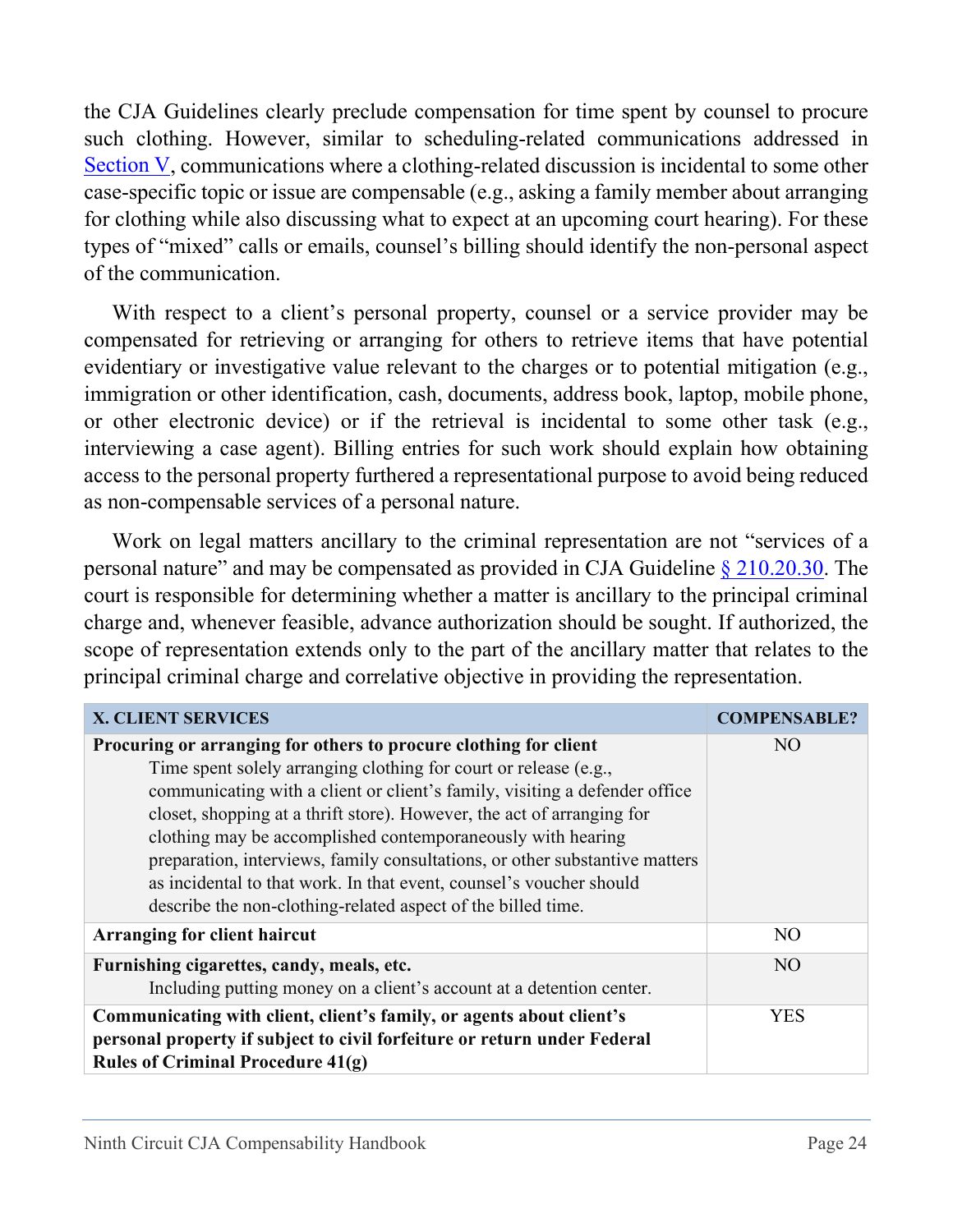the CJA Guidelines clearly preclude compensation for time spent by counsel to procure such clothing. However, similar to scheduling-related communications addressed in Section V, communications where a clothing-related discussion is incidental to some other case-specific topic or issue are compensable (e.g., asking a family member about arranging for clothing while also discussing what to expect at an upcoming court hearing). For these types of "mixed" calls or emails, counsel's billing should identify the non-personal aspect of the communication.

With respect to a client's personal property, counsel or a service provider may be compensated for retrieving or arranging for others to retrieve items that have potential evidentiary or investigative value relevant to the charges or to potential mitigation (e.g., immigration or other identification, cash, documents, address book, laptop, mobile phone, or other electronic device) or if the retrieval is incidental to some other task (e.g., interviewing a case agent). Billing entries for such work should explain how obtaining access to the personal property furthered a representational purpose to avoid being reduced as non-compensable services of a personal nature.

Work on legal matters ancillary to the criminal representation are not "services of a personal nature" and may be compensated as provided in CJA Guideline § 210.20.30. The court is responsible for determining whether a matter is ancillary to the principal criminal charge and, whenever feasible, advance authorization should be sought. If authorized, the scope of representation extends only to the part of the ancillary matter that relates to the principal criminal charge and correlative objective in providing the representation.

| X. CLIENT SERVICES | COMPENSABLE? |
|---|---|
| **Procuring or arranging for others to procure clothing for client**<br>Time spent solely arranging clothing for court or release (e.g., communicating with a client or client's family, visiting a defender office closet, shopping at a thrift store). However, the act of arranging for clothing may be accomplished contemporaneously with hearing preparation, interviews, family consultations, or other substantive matters as incidental to that work. In that event, counsel's voucher should describe the non-clothing-related aspect of the billed time. | NO |
| **Arranging for client haircut** | NO |
| **Furnishing cigarettes, candy, meals, etc.**<br>Including putting money on a client's account at a detention center. | NO |
| **Communicating with client, client's family, or agents about client's personal property if subject to civil forfeiture or return under Federal Rules of Criminal Procedure 41(g)** | YES |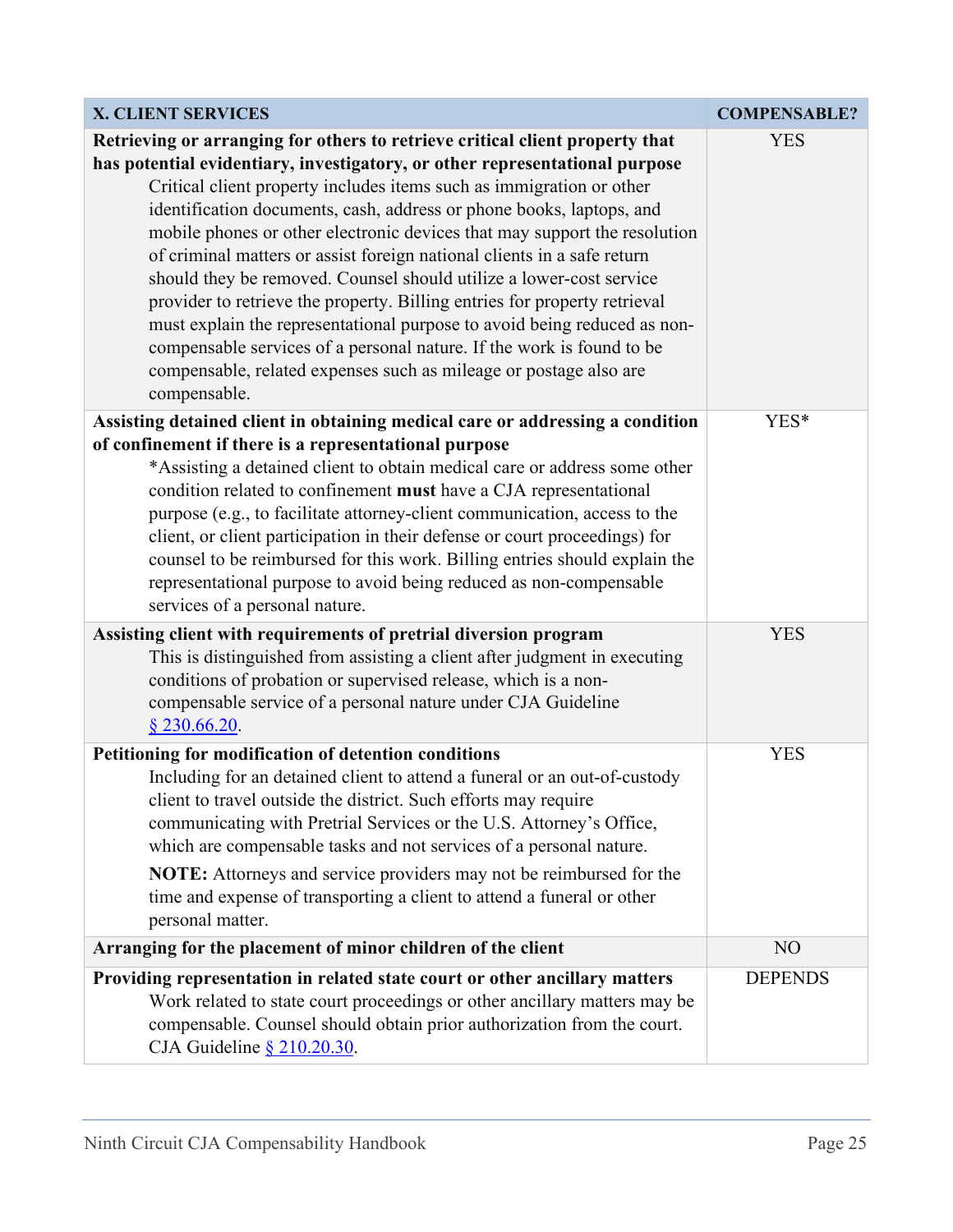| X. CLIENT SERVICES | COMPENSABLE? |
|---|---|
| **Retrieving or arranging for others to retrieve critical client property that has potential evidentiary, investigatory, or other representational purpose**<br>Critical client property includes items such as immigration or other identification documents, cash, address or phone books, laptops, and mobile phones or other electronic devices that may support the resolution of criminal matters or assist foreign national clients in a safe return should they be removed. Counsel should utilize a lower-cost service provider to retrieve the property. Billing entries for property retrieval must explain the representational purpose to avoid being reduced as non-compensable services of a personal nature. If the work is found to be compensable, related expenses such as mileage or postage also are compensable. | YES |
| **Assisting detained client in obtaining medical care or addressing a condition of confinement if there is a representational purpose**<br>*Assisting a detained client to obtain medical care or address some other condition related to confinement **must** have a CJA representational purpose (e.g., to facilitate attorney-client communication, access to the client, or client participation in their defense or court proceedings) for counsel to be reimbursed for this work. Billing entries should explain the representational purpose to avoid being reduced as non-compensable services of a personal nature. | YES* |
| **Assisting client with requirements of pretrial diversion program**<br>This is distinguished from assisting a client after judgment in executing conditions of probation or supervised release, which is a non-compensable service of a personal nature under CJA Guideline § 230.66.20. | YES |
| **Petitioning for modification of detention conditions**<br>Including for an detained client to attend a funeral or an out-of-custody client to travel outside the district. Such efforts may require communicating with Pretrial Services or the U.S. Attorney's Office, which are compensable tasks and not services of a personal nature.<br>**NOTE:** Attorneys and service providers may not be reimbursed for the time and expense of transporting a client to attend a funeral or other personal matter. | YES |
| **Arranging for the placement of minor children of the client** | NO |
| **Providing representation in related state court or other ancillary matters**<br>Work related to state court proceedings or other ancillary matters may be compensable. Counsel should obtain prior authorization from the court. CJA Guideline § 210.20.30. | DEPENDS |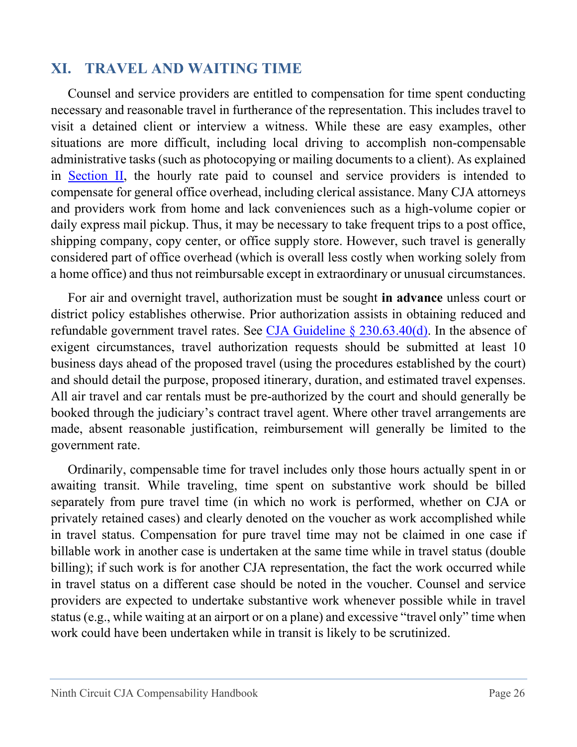## XI. TRAVEL AND WAITING TIME

Counsel and service providers are entitled to compensation for time spent conducting necessary and reasonable travel in furtherance of the representation. This includes travel to visit a detained client or interview a witness. While these are easy examples, other situations are more difficult, including local driving to accomplish non-compensable administrative tasks (such as photocopying or mailing documents to a client). As explained in Section II, the hourly rate paid to counsel and service providers is intended to compensate for general office overhead, including clerical assistance. Many CJA attorneys and providers work from home and lack conveniences such as a high-volume copier or daily express mail pickup. Thus, it may be necessary to take frequent trips to a post office, shipping company, copy center, or office supply store. However, such travel is generally considered part of office overhead (which is overall less costly when working solely from a home office) and thus not reimbursable except in extraordinary or unusual circumstances.

For air and overnight travel, authorization must be sought **in advance** unless court or district policy establishes otherwise. Prior authorization assists in obtaining reduced and refundable government travel rates. See CJA Guideline § 230.63.40(d). In the absence of exigent circumstances, travel authorization requests should be submitted at least 10 business days ahead of the proposed travel (using the procedures established by the court) and should detail the purpose, proposed itinerary, duration, and estimated travel expenses. All air travel and car rentals must be pre-authorized by the court and should generally be booked through the judiciary's contract travel agent. Where other travel arrangements are made, absent reasonable justification, reimbursement will generally be limited to the government rate.

Ordinarily, compensable time for travel includes only those hours actually spent in or awaiting transit. While traveling, time spent on substantive work should be billed separately from pure travel time (in which no work is performed, whether on CJA or privately retained cases) and clearly denoted on the voucher as work accomplished while in travel status. Compensation for pure travel time may not be claimed in one case if billable work in another case is undertaken at the same time while in travel status (double billing); if such work is for another CJA representation, the fact the work occurred while in travel status on a different case should be noted in the voucher. Counsel and service providers are expected to undertake substantive work whenever possible while in travel status (e.g., while waiting at an airport or on a plane) and excessive "travel only" time when work could have been undertaken while in transit is likely to be scrutinized.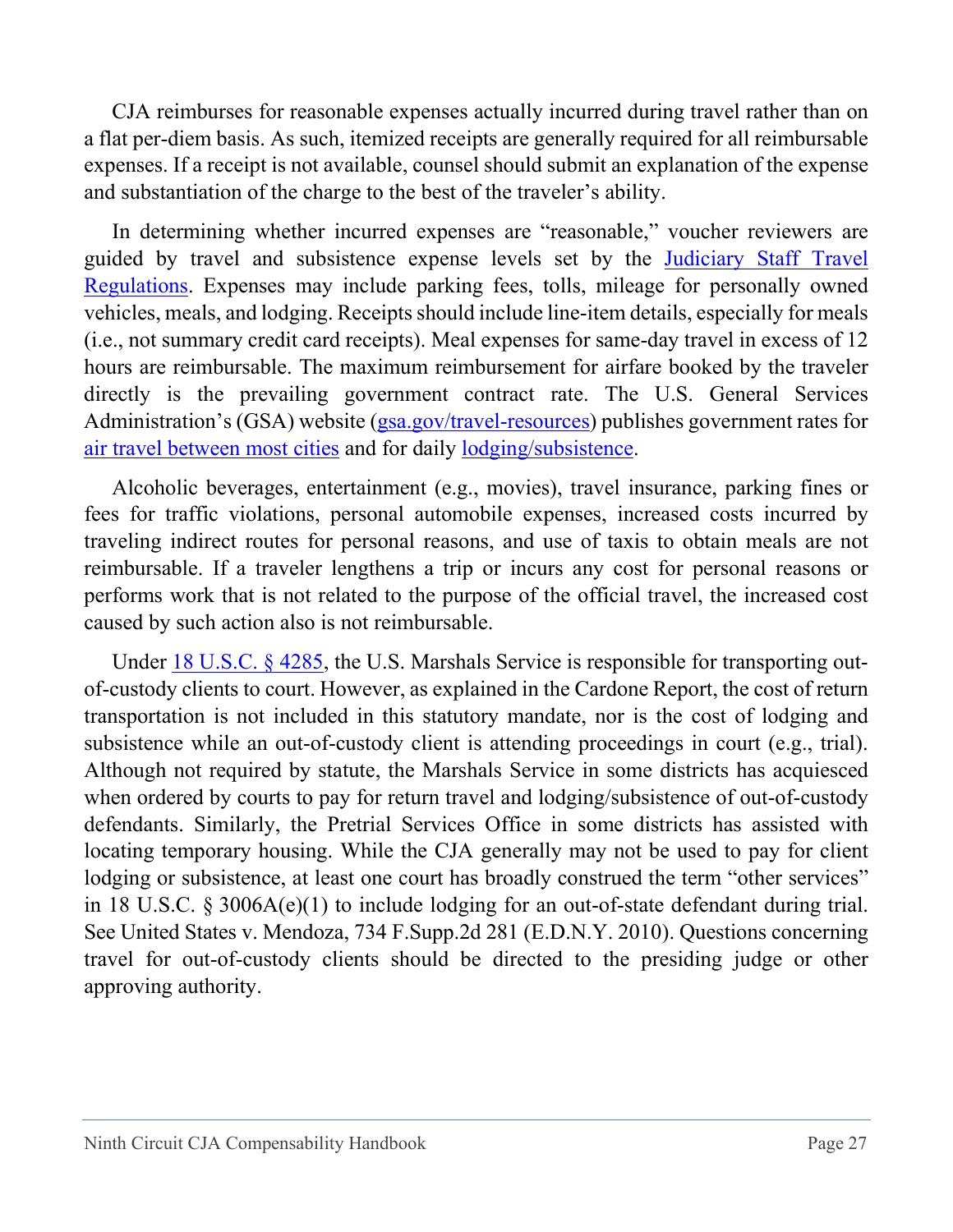CJA reimburses for reasonable expenses actually incurred during travel rather than on a flat per-diem basis. As such, itemized receipts are generally required for all reimbursable expenses. If a receipt is not available, counsel should submit an explanation of the expense and substantiation of the charge to the best of the traveler's ability.

In determining whether incurred expenses are "reasonable," voucher reviewers are guided by travel and subsistence expense levels set by the Judiciary Staff Travel Regulations. Expenses may include parking fees, tolls, mileage for personally owned vehicles, meals, and lodging. Receipts should include line-item details, especially for meals (i.e., not summary credit card receipts). Meal expenses for same-day travel in excess of 12 hours are reimbursable. The maximum reimbursement for airfare booked by the traveler directly is the prevailing government contract rate. The U.S. General Services Administration's (GSA) website (gsa.gov/travel-resources) publishes government rates for air travel between most cities and for daily lodging/subsistence.

Alcoholic beverages, entertainment (e.g., movies), travel insurance, parking fines or fees for traffic violations, personal automobile expenses, increased costs incurred by traveling indirect routes for personal reasons, and use of taxis to obtain meals are not reimbursable. If a traveler lengthens a trip or incurs any cost for personal reasons or performs work that is not related to the purpose of the official travel, the increased cost caused by such action also is not reimbursable.

Under 18 U.S.C. § 4285, the U.S. Marshals Service is responsible for transporting out-of-custody clients to court. However, as explained in the Cardone Report, the cost of return transportation is not included in this statutory mandate, nor is the cost of lodging and subsistence while an out-of-custody client is attending proceedings in court (e.g., trial). Although not required by statute, the Marshals Service in some districts has acquiesced when ordered by courts to pay for return travel and lodging/subsistence of out-of-custody defendants. Similarly, the Pretrial Services Office in some districts has assisted with locating temporary housing. While the CJA generally may not be used to pay for client lodging or subsistence, at least one court has broadly construed the term "other services" in 18 U.S.C. § 3006A(e)(1) to include lodging for an out-of-state defendant during trial. See United States v. Mendoza, 734 F.Supp.2d 281 (E.D.N.Y. 2010). Questions concerning travel for out-of-custody clients should be directed to the presiding judge or other approving authority.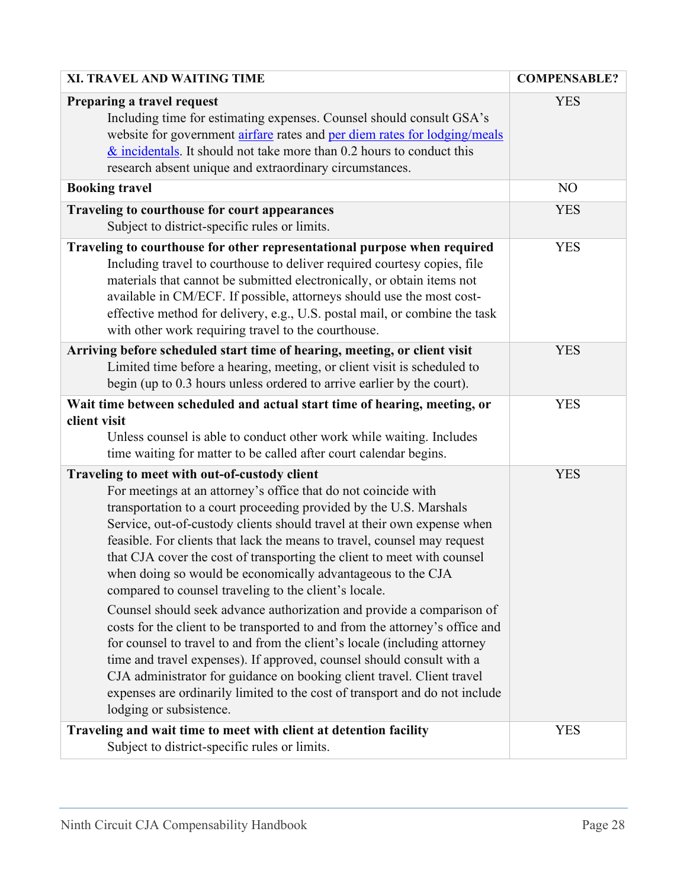| XI. TRAVEL AND WAITING TIME | COMPENSABLE? |
|---|---|
| **Preparing a travel request**<br>Including time for estimating expenses. Counsel should consult GSA's website for government airfare rates and per diem rates for lodging/meals & incidentals. It should not take more than 0.2 hours to conduct this research absent unique and extraordinary circumstances. | YES |
| **Booking travel** | NO |
| **Traveling to courthouse for court appearances**<br>Subject to district-specific rules or limits. | YES |
| **Traveling to courthouse for other representational purpose when required**<br>Including travel to courthouse to deliver required courtesy copies, file materials that cannot be submitted electronically, or obtain items not available in CM/ECF. If possible, attorneys should use the most cost-effective method for delivery, e.g., U.S. postal mail, or combine the task with other work requiring travel to the courthouse. | YES |
| **Arriving before scheduled start time of hearing, meeting, or client visit**<br>Limited time before a hearing, meeting, or client visit is scheduled to begin (up to 0.3 hours unless ordered to arrive earlier by the court). | YES |
| **Wait time between scheduled and actual start time of hearing, meeting, or client visit**<br>Unless counsel is able to conduct other work while waiting. Includes time waiting for matter to be called after court calendar begins. | YES |
| **Traveling to meet with out-of-custody client**<br>For meetings at an attorney's office that do not coincide with transportation to a court proceeding provided by the U.S. Marshals Service, out-of-custody clients should travel at their own expense when feasible. For clients that lack the means to travel, counsel may request that CJA cover the cost of transporting the client to meet with counsel when doing so would be economically advantageous to the CJA compared to counsel traveling to the client's locale.<br><br>Counsel should seek advance authorization and provide a comparison of costs for the client to be transported to and from the attorney's office and for counsel to travel to and from the client's locale (including attorney time and travel expenses). If approved, counsel should consult with a CJA administrator for guidance on booking client travel. Client travel expenses are ordinarily limited to the cost of transport and do not include lodging or subsistence. | YES |
| **Traveling and wait time to meet with client at detention facility**<br>Subject to district-specific rules or limits. | YES |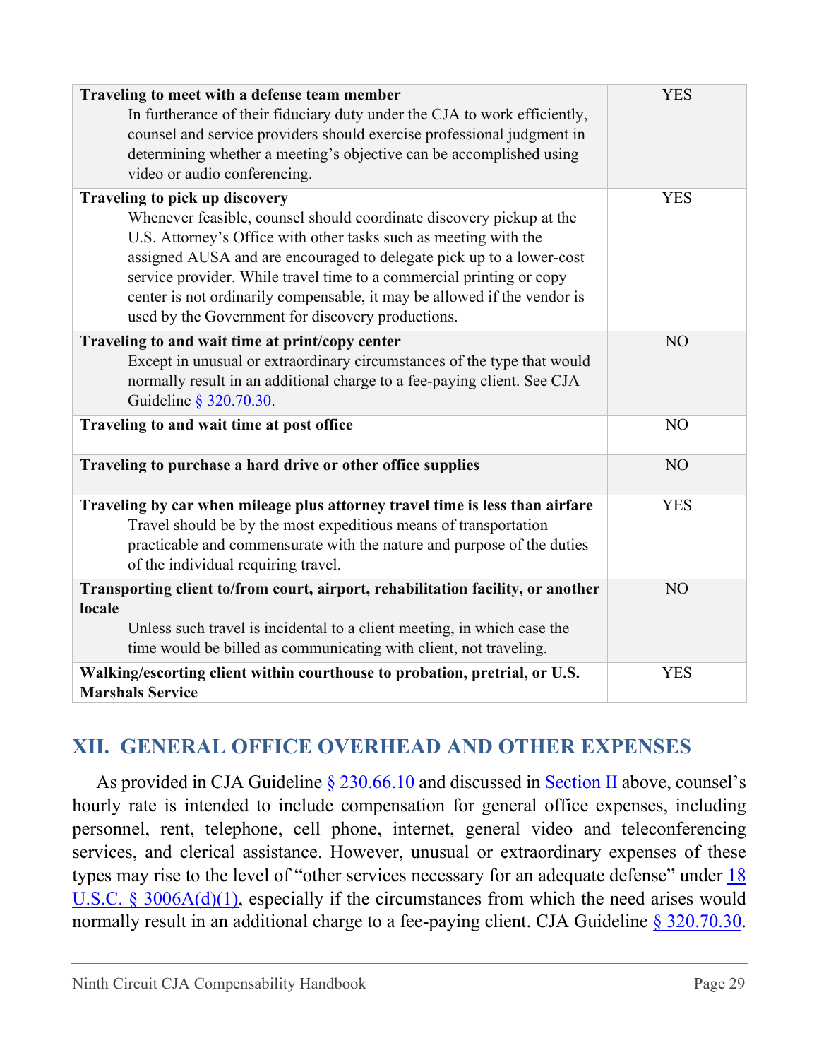| | |
|---|---|
| **Traveling to meet with a defense team member**<br>In furtherance of their fiduciary duty under the CJA to work efficiently, counsel and service providers should exercise professional judgment in determining whether a meeting's objective can be accomplished using video or audio conferencing. | YES |
| **Traveling to pick up discovery**<br>Whenever feasible, counsel should coordinate discovery pickup at the U.S. Attorney's Office with other tasks such as meeting with the assigned AUSA and are encouraged to delegate pick up to a lower-cost service provider. While travel time to a commercial printing or copy center is not ordinarily compensable, it may be allowed if the vendor is used by the Government for discovery productions. | YES |
| **Traveling to and wait time at print/copy center**<br>Except in unusual or extraordinary circumstances of the type that would normally result in an additional charge to a fee-paying client. See CJA Guideline § 320.70.30. | NO |
| **Traveling to and wait time at post office** | NO |
| **Traveling to purchase a hard drive or other office supplies** | NO |
| **Traveling by car when mileage plus attorney travel time is less than airfare**<br>Travel should be by the most expeditious means of transportation practicable and commensurate with the nature and purpose of the duties of the individual requiring travel. | YES |
| **Transporting client to/from court, airport, rehabilitation facility, or another locale**<br>Unless such travel is incidental to a client meeting, in which case the time would be billed as communicating with client, not traveling. | NO |
| **Walking/escorting client within courthouse to probation, pretrial, or U.S. Marshals Service** | YES |

## XII. GENERAL OFFICE OVERHEAD AND OTHER EXPENSES

As provided in CJA Guideline § 230.66.10 and discussed in Section II above, counsel's hourly rate is intended to include compensation for general office expenses, including personnel, rent, telephone, cell phone, internet, general video and teleconferencing services, and clerical assistance. However, unusual or extraordinary expenses of these types may rise to the level of "other services necessary for an adequate defense" under 18 U.S.C. § 3006A(d)(1), especially if the circumstances from which the need arises would normally result in an additional charge to a fee-paying client. CJA Guideline § 320.70.30.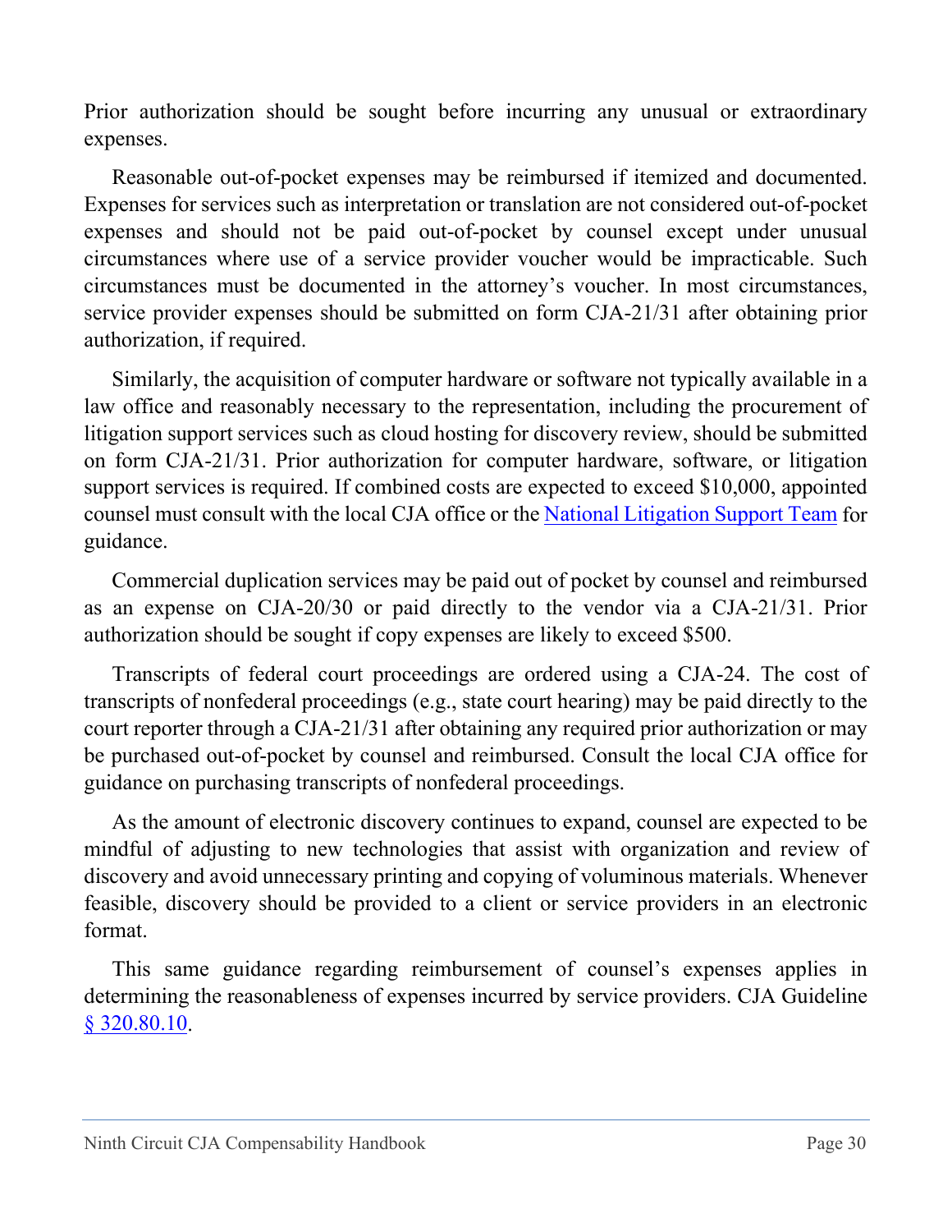Prior authorization should be sought before incurring any unusual or extraordinary expenses.

Reasonable out-of-pocket expenses may be reimbursed if itemized and documented. Expenses for services such as interpretation or translation are not considered out-of-pocket expenses and should not be paid out-of-pocket by counsel except under unusual circumstances where use of a service provider voucher would be impracticable. Such circumstances must be documented in the attorney's voucher. In most circumstances, service provider expenses should be submitted on form CJA-21/31 after obtaining prior authorization, if required.

Similarly, the acquisition of computer hardware or software not typically available in a law office and reasonably necessary to the representation, including the procurement of litigation support services such as cloud hosting for discovery review, should be submitted on form CJA-21/31. Prior authorization for computer hardware, software, or litigation support services is required. If combined costs are expected to exceed $10,000, appointed counsel must consult with the local CJA office or the National Litigation Support Team for guidance.

Commercial duplication services may be paid out of pocket by counsel and reimbursed as an expense on CJA-20/30 or paid directly to the vendor via a CJA-21/31. Prior authorization should be sought if copy expenses are likely to exceed $500.

Transcripts of federal court proceedings are ordered using a CJA-24. The cost of transcripts of nonfederal proceedings (e.g., state court hearing) may be paid directly to the court reporter through a CJA-21/31 after obtaining any required prior authorization or may be purchased out-of-pocket by counsel and reimbursed. Consult the local CJA office for guidance on purchasing transcripts of nonfederal proceedings.

As the amount of electronic discovery continues to expand, counsel are expected to be mindful of adjusting to new technologies that assist with organization and review of discovery and avoid unnecessary printing and copying of voluminous materials. Whenever feasible, discovery should be provided to a client or service providers in an electronic format.

This same guidance regarding reimbursement of counsel's expenses applies in determining the reasonableness of expenses incurred by service providers. CJA Guideline § 320.80.10.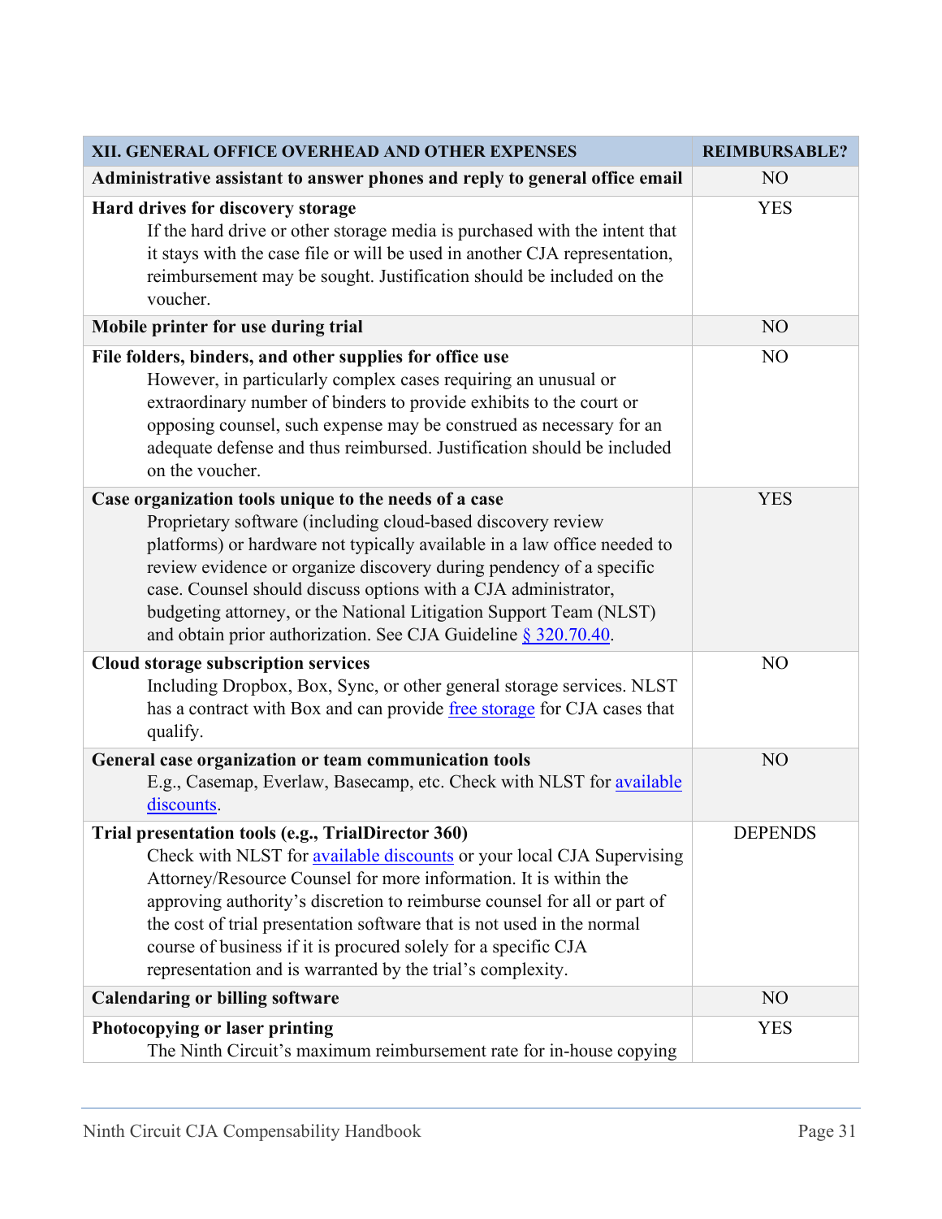| XII. GENERAL OFFICE OVERHEAD AND OTHER EXPENSES | REIMBURSABLE? |
|---|---|
| **Administrative assistant to answer phones and reply to general office email** | NO |
| **Hard drives for discovery storage**<br>If the hard drive or other storage media is purchased with the intent that it stays with the case file or will be used in another CJA representation, reimbursement may be sought. Justification should be included on the voucher. | YES |
| **Mobile printer for use during trial** | NO |
| **File folders, binders, and other supplies for office use**<br>However, in particularly complex cases requiring an unusual or extraordinary number of binders to provide exhibits to the court or opposing counsel, such expense may be construed as necessary for an adequate defense and thus reimbursed. Justification should be included on the voucher. | NO |
| **Case organization tools unique to the needs of a case**<br>Proprietary software (including cloud-based discovery review platforms) or hardware not typically available in a law office needed to review evidence or organize discovery during pendency of a specific case. Counsel should discuss options with a CJA administrator, budgeting attorney, or the National Litigation Support Team (NLST) and obtain prior authorization. See CJA Guideline § 320.70.40. | YES |
| **Cloud storage subscription services**<br>Including Dropbox, Box, Sync, or other general storage services. NLST has a contract with Box and can provide free storage for CJA cases that qualify. | NO |
| **General case organization or team communication tools**<br>E.g., Casemap, Everlaw, Basecamp, etc. Check with NLST for available discounts. | NO |
| **Trial presentation tools (e.g., TrialDirector 360)**<br>Check with NLST for available discounts or your local CJA Supervising Attorney/Resource Counsel for more information. It is within the approving authority's discretion to reimburse counsel for all or part of the cost of trial presentation software that is not used in the normal course of business if it is procured solely for a specific CJA representation and is warranted by the trial's complexity. | DEPENDS |
| **Calendaring or billing software** | NO |
| **Photocopying or laser printing**<br>The Ninth Circuit's maximum reimbursement rate for in-house copying | YES |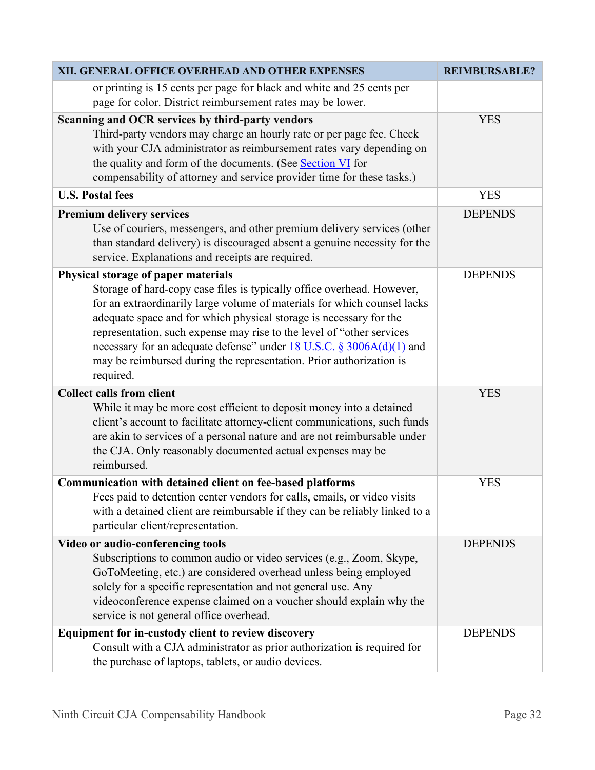| XII. GENERAL OFFICE OVERHEAD AND OTHER EXPENSES | REIMBURSABLE? |
|---|---|
| or printing is 15 cents per page for black and white and 25 cents per page for color. District reimbursement rates may be lower. | |
| **Scanning and OCR services by third-party vendors**<br>Third-party vendors may charge an hourly rate or per page fee. Check with your CJA administrator as reimbursement rates vary depending on the quality and form of the documents. (See Section VI for compensability of attorney and service provider time for these tasks.) | YES |
| **U.S. Postal fees** | YES |
| **Premium delivery services**<br>Use of couriers, messengers, and other premium delivery services (other than standard delivery) is discouraged absent a genuine necessity for the service. Explanations and receipts are required. | DEPENDS |
| **Physical storage of paper materials**<br>Storage of hard-copy case files is typically office overhead. However, for an extraordinarily large volume of materials for which counsel lacks adequate space and for which physical storage is necessary for the representation, such expense may rise to the level of "other services necessary for an adequate defense" under 18 U.S.C. § 3006A(d)(1) and may be reimbursed during the representation. Prior authorization is required. | DEPENDS |
| **Collect calls from client**<br>While it may be more cost efficient to deposit money into a detained client's account to facilitate attorney-client communications, such funds are akin to services of a personal nature and are not reimbursable under the CJA. Only reasonably documented actual expenses may be reimbursed. | YES |
| **Communication with detained client on fee-based platforms**<br>Fees paid to detention center vendors for calls, emails, or video visits with a detained client are reimbursable if they can be reliably linked to a particular client/representation. | YES |
| **Video or audio-conferencing tools**<br>Subscriptions to common audio or video services (e.g., Zoom, Skype, GoToMeeting, etc.) are considered overhead unless being employed solely for a specific representation and not general use. Any videoconference expense claimed on a voucher should explain why the service is not general office overhead. | DEPENDS |
| **Equipment for in-custody client to review discovery**<br>Consult with a CJA administrator as prior authorization is required for the purchase of laptops, tablets, or audio devices. | DEPENDS |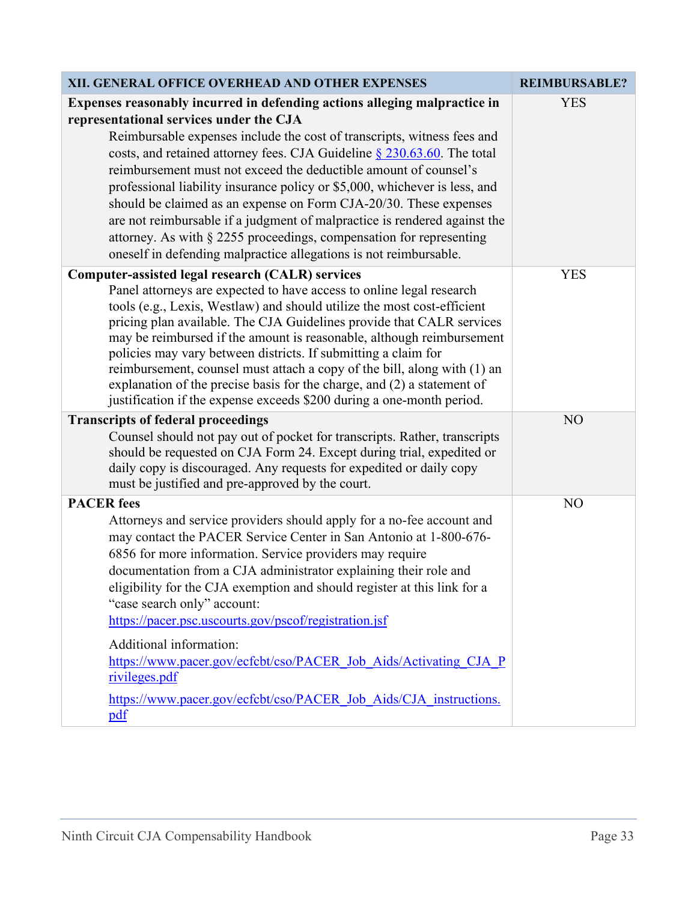| XII. GENERAL OFFICE OVERHEAD AND OTHER EXPENSES | REIMBURSABLE? |
|---|---|
| **Expenses reasonably incurred in defending actions alleging malpractice in representational services under the CJA**<br>Reimbursable expenses include the cost of transcripts, witness fees and costs, and retained attorney fees. CJA Guideline § 230.63.60. The total reimbursement must not exceed the deductible amount of counsel's professional liability insurance policy or $5,000, whichever is less, and should be claimed as an expense on Form CJA-20/30. These expenses are not reimbursable if a judgment of malpractice is rendered against the attorney. As with § 2255 proceedings, compensation for representing oneself in defending malpractice allegations is not reimbursable. | YES |
| **Computer-assisted legal research (CALR) services**<br>Panel attorneys are expected to have access to online legal research tools (e.g., Lexis, Westlaw) and should utilize the most cost-efficient pricing plan available. The CJA Guidelines provide that CALR services may be reimbursed if the amount is reasonable, although reimbursement policies may vary between districts. If submitting a claim for reimbursement, counsel must attach a copy of the bill, along with (1) an explanation of the precise basis for the charge, and (2) a statement of justification if the expense exceeds $200 during a one-month period. | YES |
| **Transcripts of federal proceedings**<br>Counsel should not pay out of pocket for transcripts. Rather, transcripts should be requested on CJA Form 24. Except during trial, expedited or daily copy is discouraged. Any requests for expedited or daily copy must be justified and pre-approved by the court. | NO |
| **PACER fees**<br>Attorneys and service providers should apply for a no-fee account and may contact the PACER Service Center in San Antonio at 1-800-676-6856 for more information. Service providers may require documentation from a CJA administrator explaining their role and eligibility for the CJA exemption and should register at this link for a "case search only" account:<br>https://pacer.psc.uscourts.gov/pscof/registration.jsf<br><br>Additional information:<br>https://www.pacer.gov/ecfcbt/cso/PACER_Job_Aids/Activating_CJA_Privileges.pdf<br><br>https://www.pacer.gov/ecfcbt/cso/PACER_Job_Aids/CJA_instructions.pdf | NO |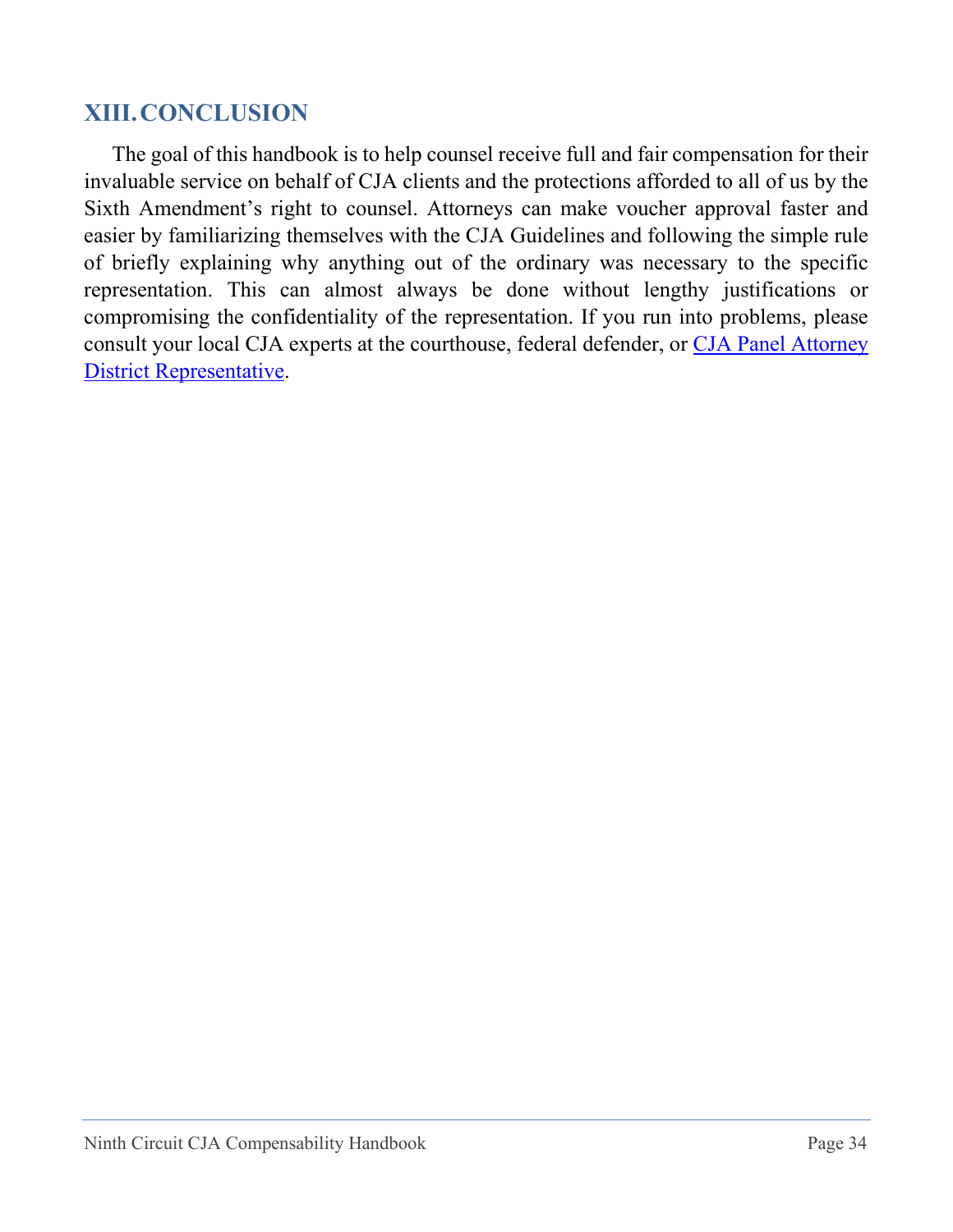# XIII. CONCLUSION

The goal of this handbook is to help counsel receive full and fair compensation for their invaluable service on behalf of CJA clients and the protections afforded to all of us by the Sixth Amendment's right to counsel. Attorneys can make voucher approval faster and easier by familiarizing themselves with the CJA Guidelines and following the simple rule of briefly explaining why anything out of the ordinary was necessary to the specific representation. This can almost always be done without lengthy justifications or compromising the confidentiality of the representation. If you run into problems, please consult your local CJA experts at the courthouse, federal defender, or CJA Panel Attorney District Representative.